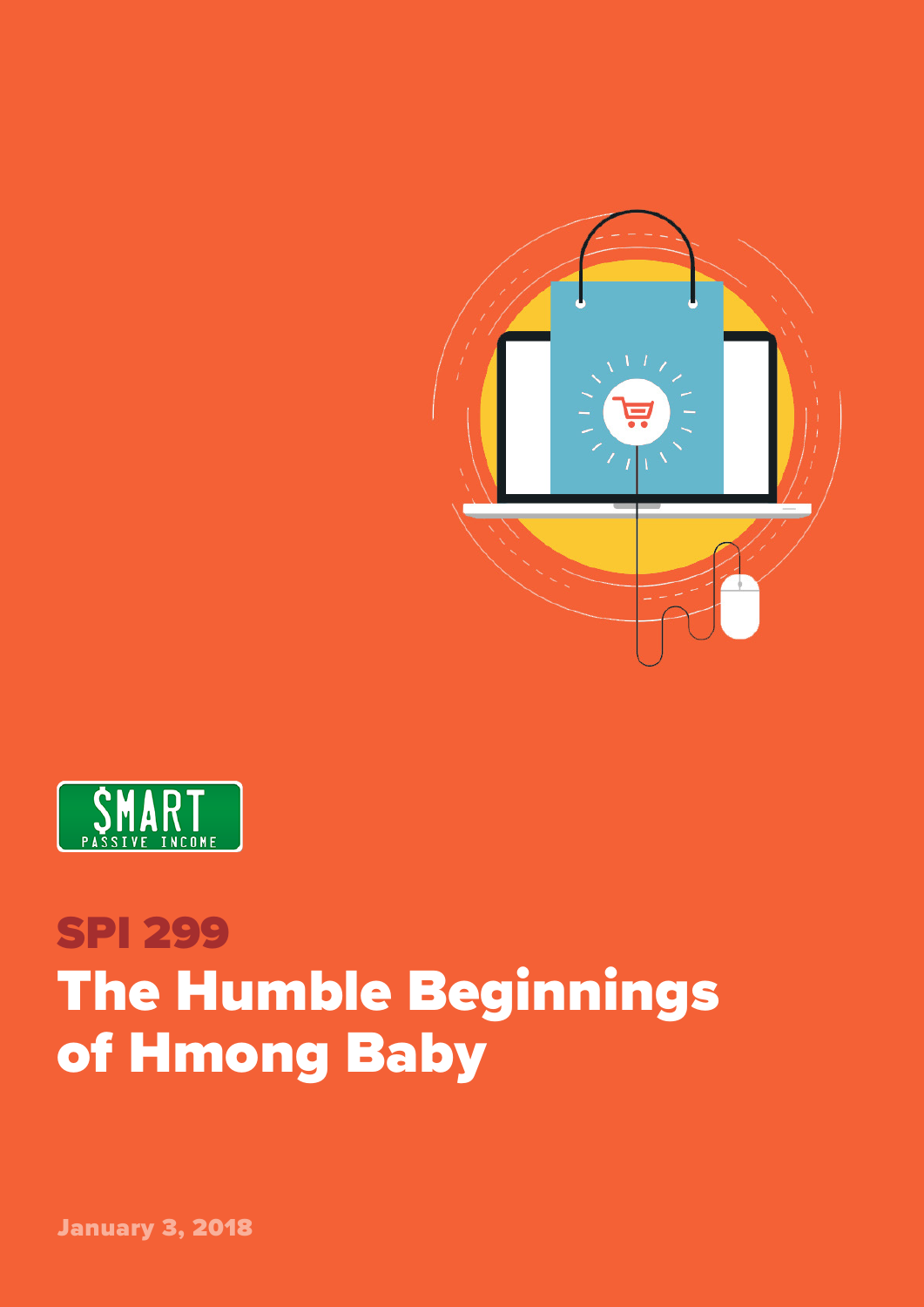$MART PASSIVE INCOME

# SPI 299

# The Humble Beginnings of Hmong Baby

January 3, 2018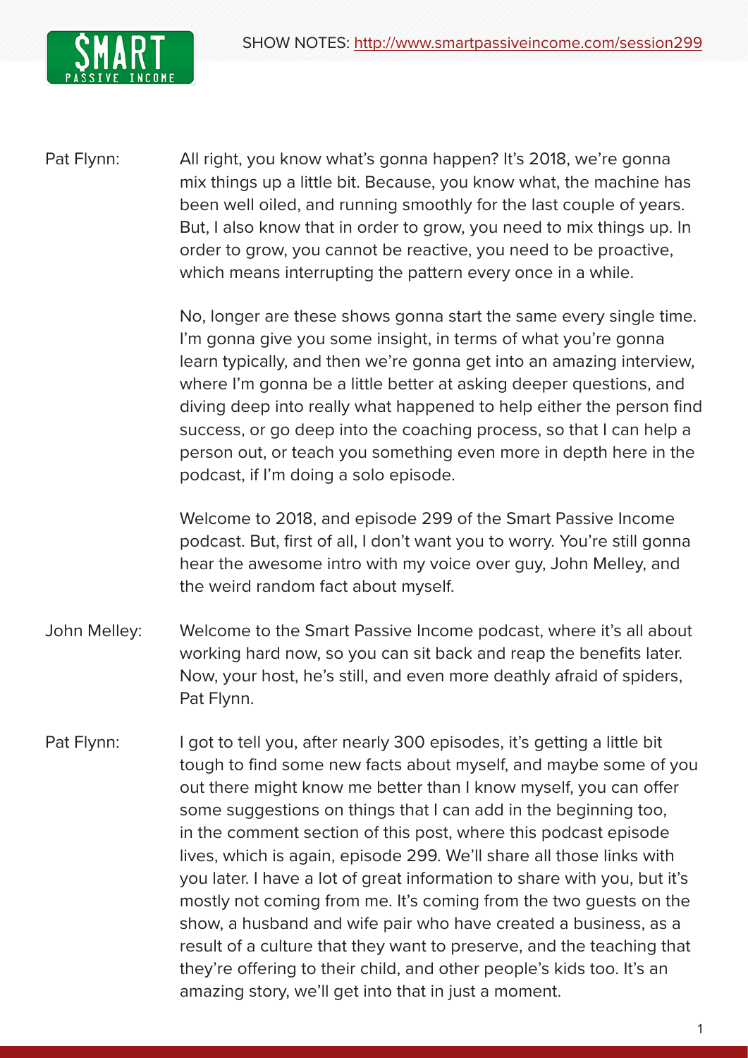Pat Flynn: All right, you know what's gonna happen? It's 2018, we're gonna mix things up a little bit. Because, you know what, the machine has been well oiled, and running smoothly for the last couple of years. But, I also know that in order to grow, you need to mix things up. In order to grow, you cannot be reactive, you need to be proactive, which means interrupting the pattern every once in a while.

No, longer are these shows gonna start the same every single time. I'm gonna give you some insight, in terms of what you're gonna learn typically, and then we're gonna get into an amazing interview, where I'm gonna be a little better at asking deeper questions, and diving deep into really what happened to help either the person find success, or go deep into the coaching process, so that I can help a person out, or teach you something even more in depth here in the podcast, if I'm doing a solo episode.

Welcome to 2018, and episode 299 of the Smart Passive Income podcast. But, first of all, I don't want you to worry. You're still gonna hear the awesome intro with my voice over guy, John Melley, and the weird random fact about myself.

John Melley: Welcome to the Smart Passive Income podcast, where it's all about working hard now, so you can sit back and reap the benefits later. Now, your host, he's still, and even more deathly afraid of spiders, Pat Flynn.

Pat Flynn: I got to tell you, after nearly 300 episodes, it's getting a little bit tough to find some new facts about myself, and maybe some of you out there might know me better than I know myself, you can offer some suggestions on things that I can add in the beginning too, in the comment section of this post, where this podcast episode lives, which is again, episode 299. We'll share all those links with you later. I have a lot of great information to share with you, but it's mostly not coming from me. It's coming from the two guests on the show, a husband and wife pair who have created a business, as a result of a culture that they want to preserve, and the teaching that they're offering to their child, and other people's kids too. It's an amazing story, we'll get into that in just a moment.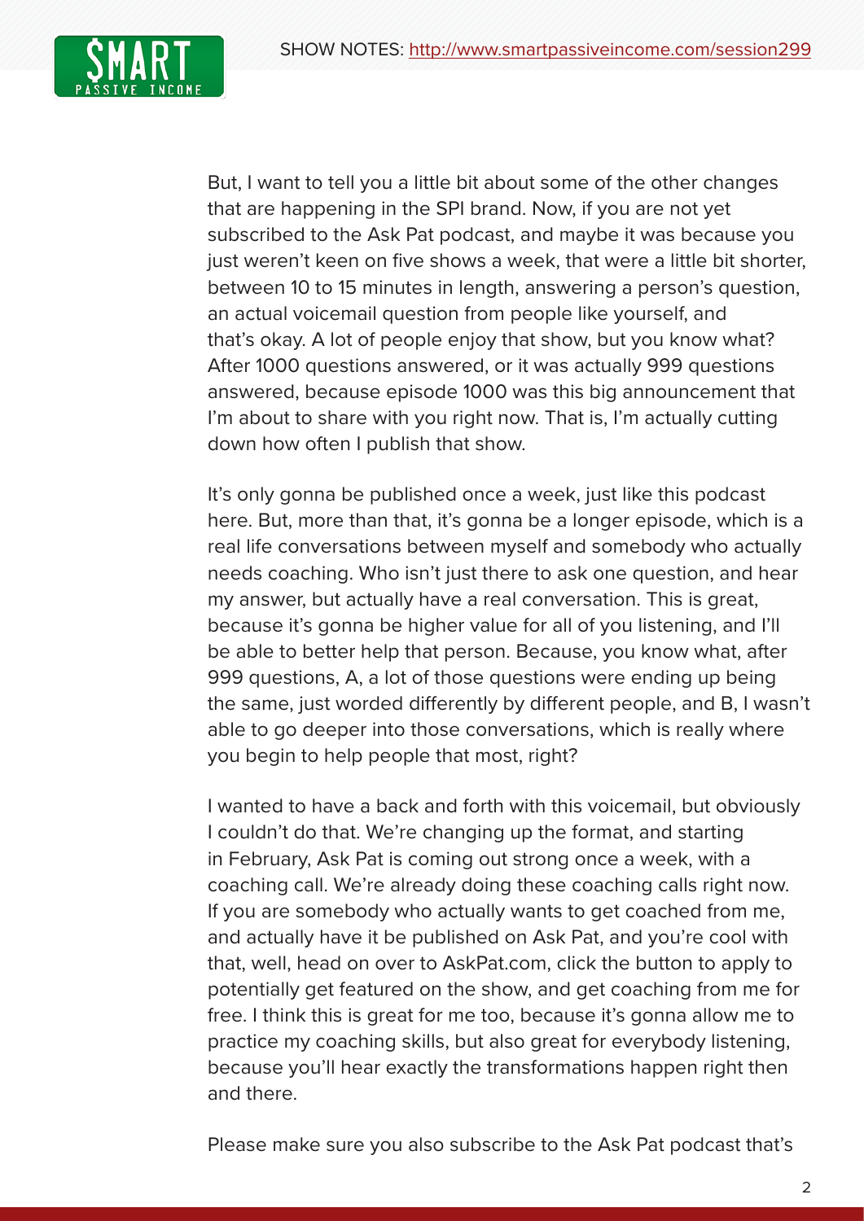But, I want to tell you a little bit about some of the other changes that are happening in the SPI brand. Now, if you are not yet subscribed to the Ask Pat podcast, and maybe it was because you just weren't keen on five shows a week, that were a little bit shorter, between 10 to 15 minutes in length, answering a person's question, an actual voicemail question from people like yourself, and that's okay. A lot of people enjoy that show, but you know what? After 1000 questions answered, or it was actually 999 questions answered, because episode 1000 was this big announcement that I'm about to share with you right now. That is, I'm actually cutting down how often I publish that show.

It's only gonna be published once a week, just like this podcast here. But, more than that, it's gonna be a longer episode, which is a real life conversations between myself and somebody who actually needs coaching. Who isn't just there to ask one question, and hear my answer, but actually have a real conversation. This is great, because it's gonna be higher value for all of you listening, and I'll be able to better help that person. Because, you know what, after 999 questions, A, a lot of those questions were ending up being the same, just worded differently by different people, and B, I wasn't able to go deeper into those conversations, which is really where you begin to help people that most, right?

I wanted to have a back and forth with this voicemail, but obviously I couldn't do that. We're changing up the format, and starting in February, Ask Pat is coming out strong once a week, with a coaching call. We're already doing these coaching calls right now. If you are somebody who actually wants to get coached from me, and actually have it be published on Ask Pat, and you're cool with that, well, head on over to AskPat.com, click the button to apply to potentially get featured on the show, and get coaching from me for free. I think this is great for me too, because it's gonna allow me to practice my coaching skills, but also great for everybody listening, because you'll hear exactly the transformations happen right then and there.

Please make sure you also subscribe to the Ask Pat podcast that's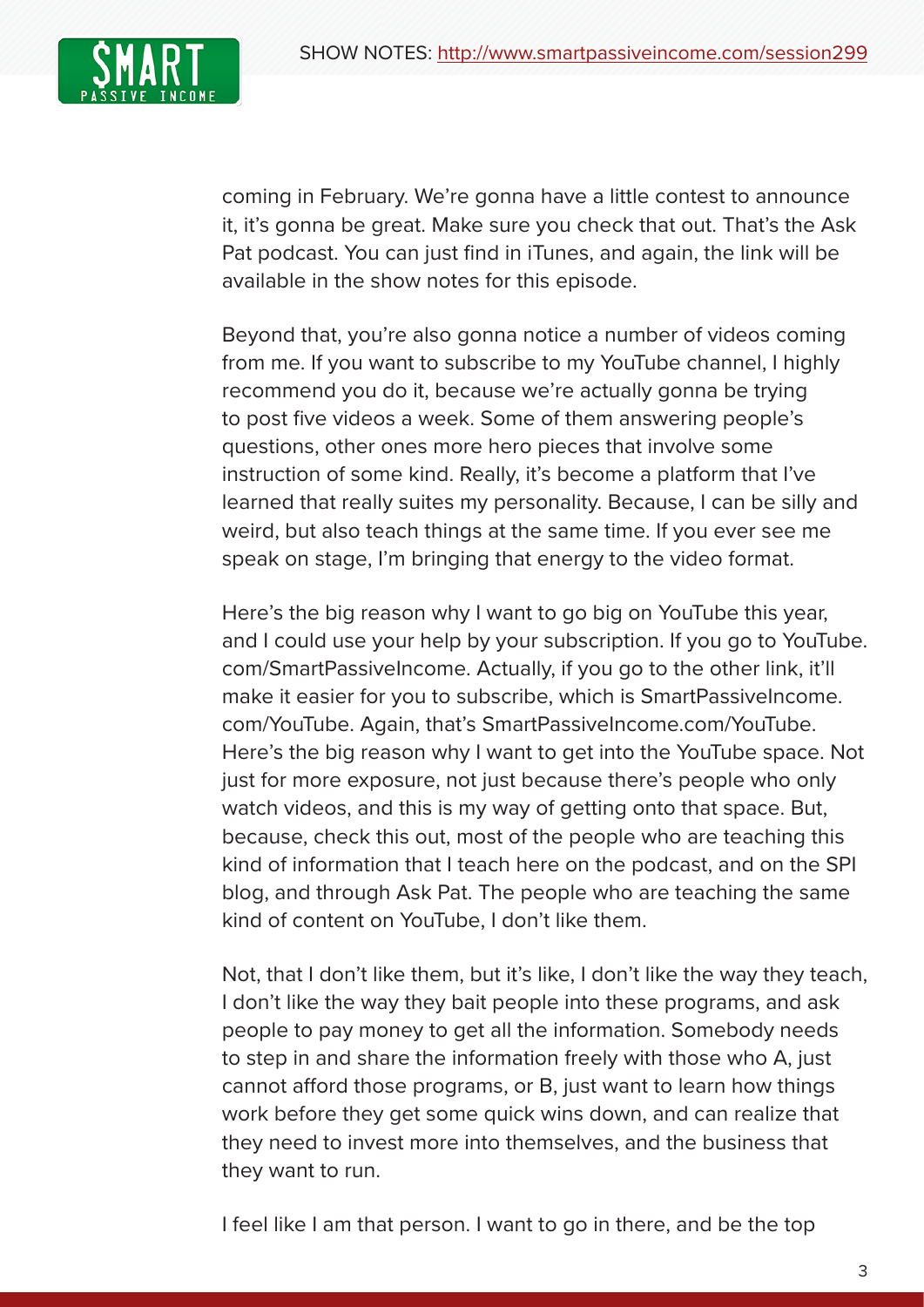coming in February. We're gonna have a little contest to announce it, it's gonna be great. Make sure you check that out. That's the Ask Pat podcast. You can just find in iTunes, and again, the link will be available in the show notes for this episode.

Beyond that, you're also gonna notice a number of videos coming from me. If you want to subscribe to my YouTube channel, I highly recommend you do it, because we're actually gonna be trying to post five videos a week. Some of them answering people's questions, other ones more hero pieces that involve some instruction of some kind. Really, it's become a platform that I've learned that really suites my personality. Because, I can be silly and weird, but also teach things at the same time. If you ever see me speak on stage, I'm bringing that energy to the video format.

Here's the big reason why I want to go big on YouTube this year, and I could use your help by your subscription. If you go to YouTube.com/SmartPassiveIncome. Actually, if you go to the other link, it'll make it easier for you to subscribe, which is SmartPassiveIncome.com/YouTube. Again, that's SmartPassiveIncome.com/YouTube. Here's the big reason why I want to get into the YouTube space. Not just for more exposure, not just because there's people who only watch videos, and this is my way of getting onto that space. But, because, check this out, most of the people who are teaching this kind of information that I teach here on the podcast, and on the SPI blog, and through Ask Pat. The people who are teaching the same kind of content on YouTube, I don't like them.

Not, that I don't like them, but it's like, I don't like the way they teach, I don't like the way they bait people into these programs, and ask people to pay money to get all the information. Somebody needs to step in and share the information freely with those who A, just cannot afford those programs, or B, just want to learn how things work before they get some quick wins down, and can realize that they need to invest more into themselves, and the business that they want to run.

I feel like I am that person. I want to go in there, and be the top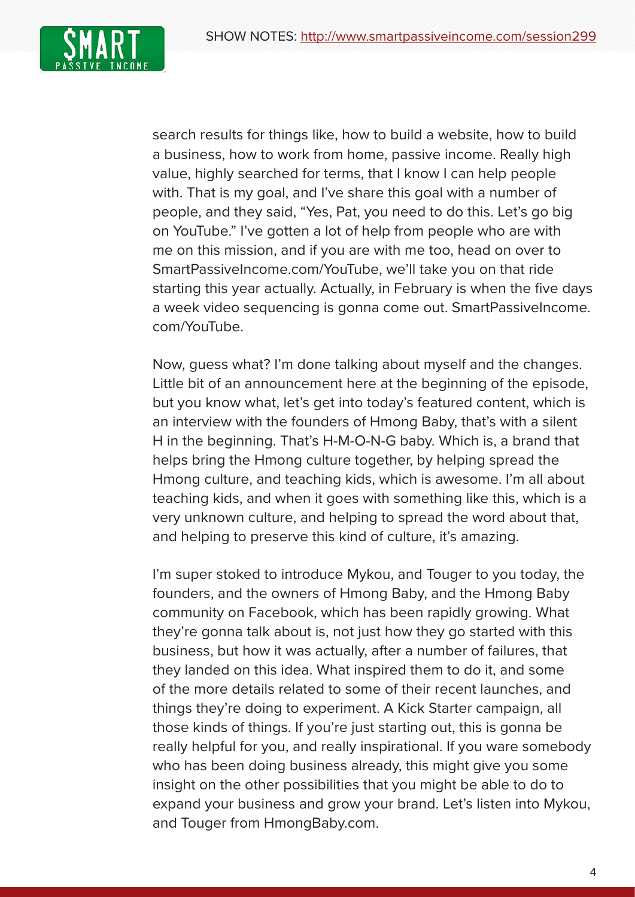search results for things like, how to build a website, how to build a business, how to work from home, passive income. Really high value, highly searched for terms, that I know I can help people with. That is my goal, and I've share this goal with a number of people, and they said, "Yes, Pat, you need to do this. Let's go big on YouTube." I've gotten a lot of help from people who are with me on this mission, and if you are with me too, head on over to SmartPassiveIncome.com/YouTube, we'll take you on that ride starting this year actually. Actually, in February is when the five days a week video sequencing is gonna come out. SmartPassiveIncome.com/YouTube.

Now, guess what? I'm done talking about myself and the changes. Little bit of an announcement here at the beginning of the episode, but you know what, let's get into today's featured content, which is an interview with the founders of Hmong Baby, that's with a silent H in the beginning. That's H-M-O-N-G baby. Which is, a brand that helps bring the Hmong culture together, by helping spread the Hmong culture, and teaching kids, which is awesome. I'm all about teaching kids, and when it goes with something like this, which is a very unknown culture, and helping to spread the word about that, and helping to preserve this kind of culture, it's amazing.

I'm super stoked to introduce Mykou, and Touger to you today, the founders, and the owners of Hmong Baby, and the Hmong Baby community on Facebook, which has been rapidly growing. What they're gonna talk about is, not just how they go started with this business, but how it was actually, after a number of failures, that they landed on this idea. What inspired them to do it, and some of the more details related to some of their recent launches, and things they're doing to experiment. A Kick Starter campaign, all those kinds of things. If you're just starting out, this is gonna be really helpful for you, and really inspirational. If you ware somebody who has been doing business already, this might give you some insight on the other possibilities that you might be able to do to expand your business and grow your brand. Let's listen into Mykou, and Touger from HmongBaby.com.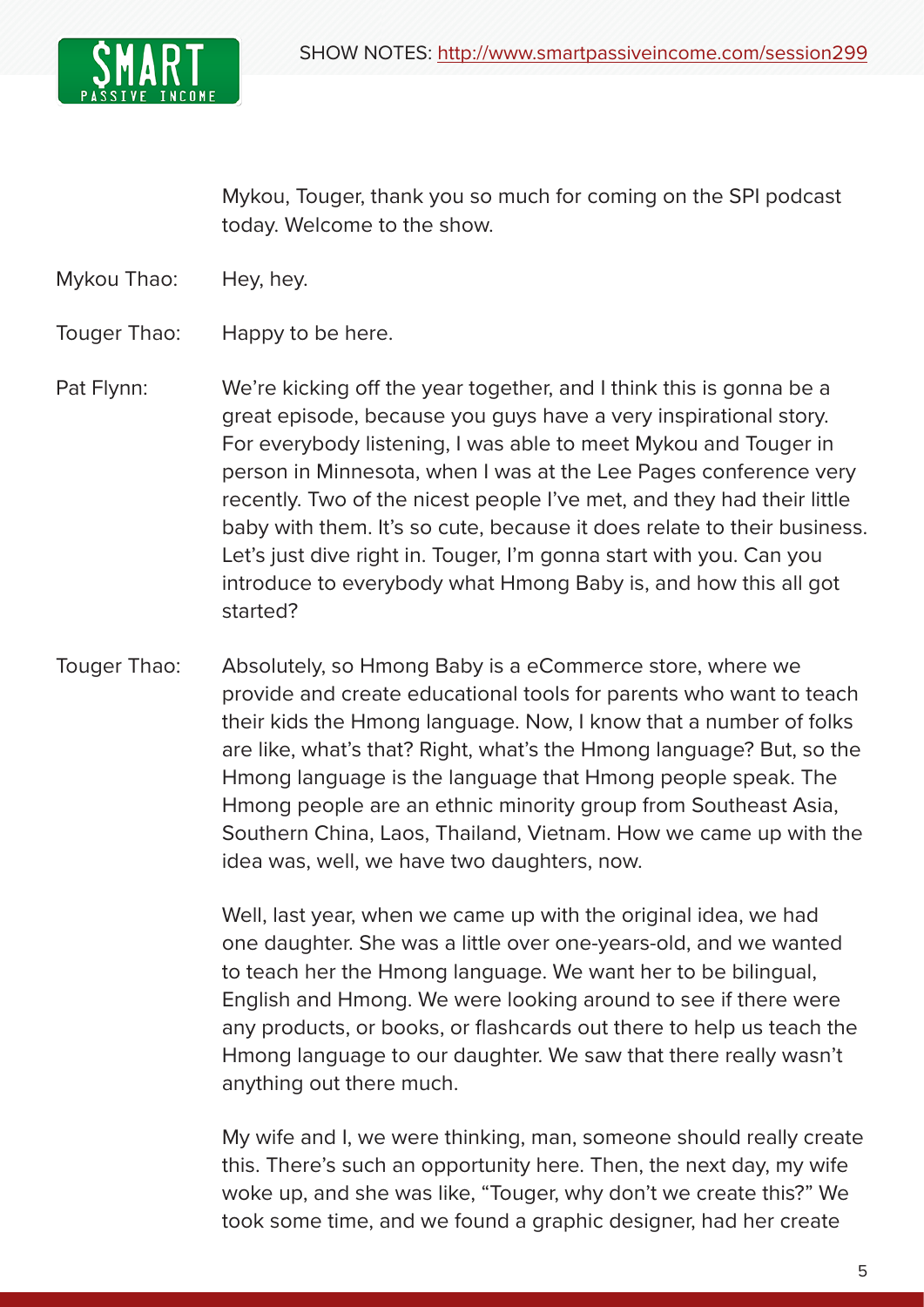Mykou, Touger, thank you so much for coming on the SPI podcast today. Welcome to the show.

Mykou Thao: Hey, hey.

Touger Thao: Happy to be here.

Pat Flynn: We're kicking off the year together, and I think this is gonna be a great episode, because you guys have a very inspirational story. For everybody listening, I was able to meet Mykou and Touger in person in Minnesota, when I was at the Lee Pages conference very recently. Two of the nicest people I've met, and they had their little baby with them. It's so cute, because it does relate to their business. Let's just dive right in. Touger, I'm gonna start with you. Can you introduce to everybody what Hmong Baby is, and how this all got started?

Touger Thao: Absolutely, so Hmong Baby is a eCommerce store, where we provide and create educational tools for parents who want to teach their kids the Hmong language. Now, I know that a number of folks are like, what's that? Right, what's the Hmong language? But, so the Hmong language is the language that Hmong people speak. The Hmong people are an ethnic minority group from Southeast Asia, Southern China, Laos, Thailand, Vietnam. How we came up with the idea was, well, we have two daughters, now.

Well, last year, when we came up with the original idea, we had one daughter. She was a little over one-years-old, and we wanted to teach her the Hmong language. We want her to be bilingual, English and Hmong. We were looking around to see if there were any products, or books, or flashcards out there to help us teach the Hmong language to our daughter. We saw that there really wasn't anything out there much.

My wife and I, we were thinking, man, someone should really create this. There's such an opportunity here. Then, the next day, my wife woke up, and she was like, "Touger, why don't we create this?" We took some time, and we found a graphic designer, had her create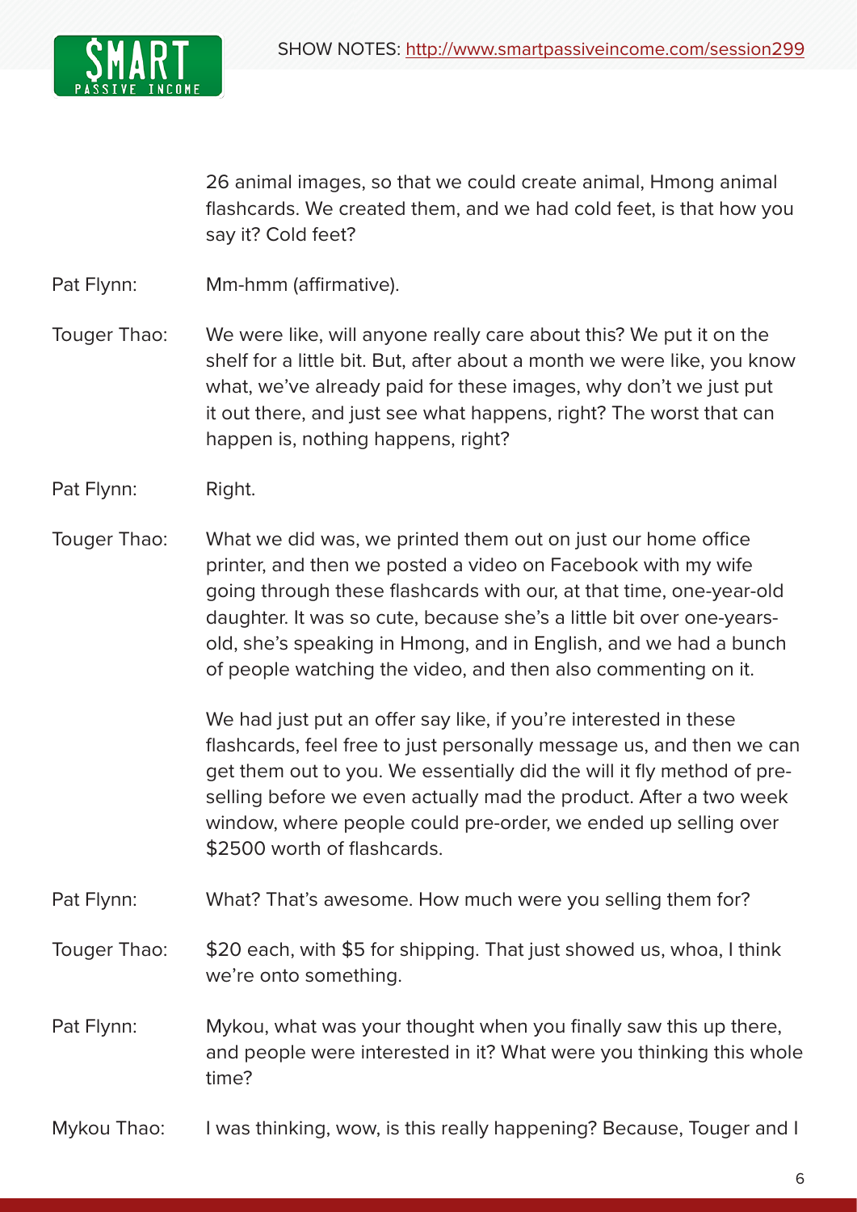26 animal images, so that we could create animal, Hmong animal flashcards. We created them, and we had cold feet, is that how you say it? Cold feet?

Pat Flynn: Mm-hmm (affirmative).

Touger Thao: We were like, will anyone really care about this? We put it on the shelf for a little bit. But, after about a month we were like, you know what, we've already paid for these images, why don't we just put it out there, and just see what happens, right? The worst that can happen is, nothing happens, right?

Pat Flynn: Right.

Touger Thao: What we did was, we printed them out on just our home office printer, and then we posted a video on Facebook with my wife going through these flashcards with our, at that time, one-year-old daughter. It was so cute, because she's a little bit over one-years-old, she's speaking in Hmong, and in English, and we had a bunch of people watching the video, and then also commenting on it.

We had just put an offer say like, if you're interested in these flashcards, feel free to just personally message us, and then we can get them out to you. We essentially did the will it fly method of pre-selling before we even actually mad the product. After a two week window, where people could pre-order, we ended up selling over $2500 worth of flashcards.

Pat Flynn: What? That's awesome. How much were you selling them for?

Touger Thao: $20 each, with $5 for shipping. That just showed us, whoa, I think we're onto something.

Pat Flynn: Mykou, what was your thought when you finally saw this up there, and people were interested in it? What were you thinking this whole time?

Mykou Thao: I was thinking, wow, is this really happening? Because, Touger and I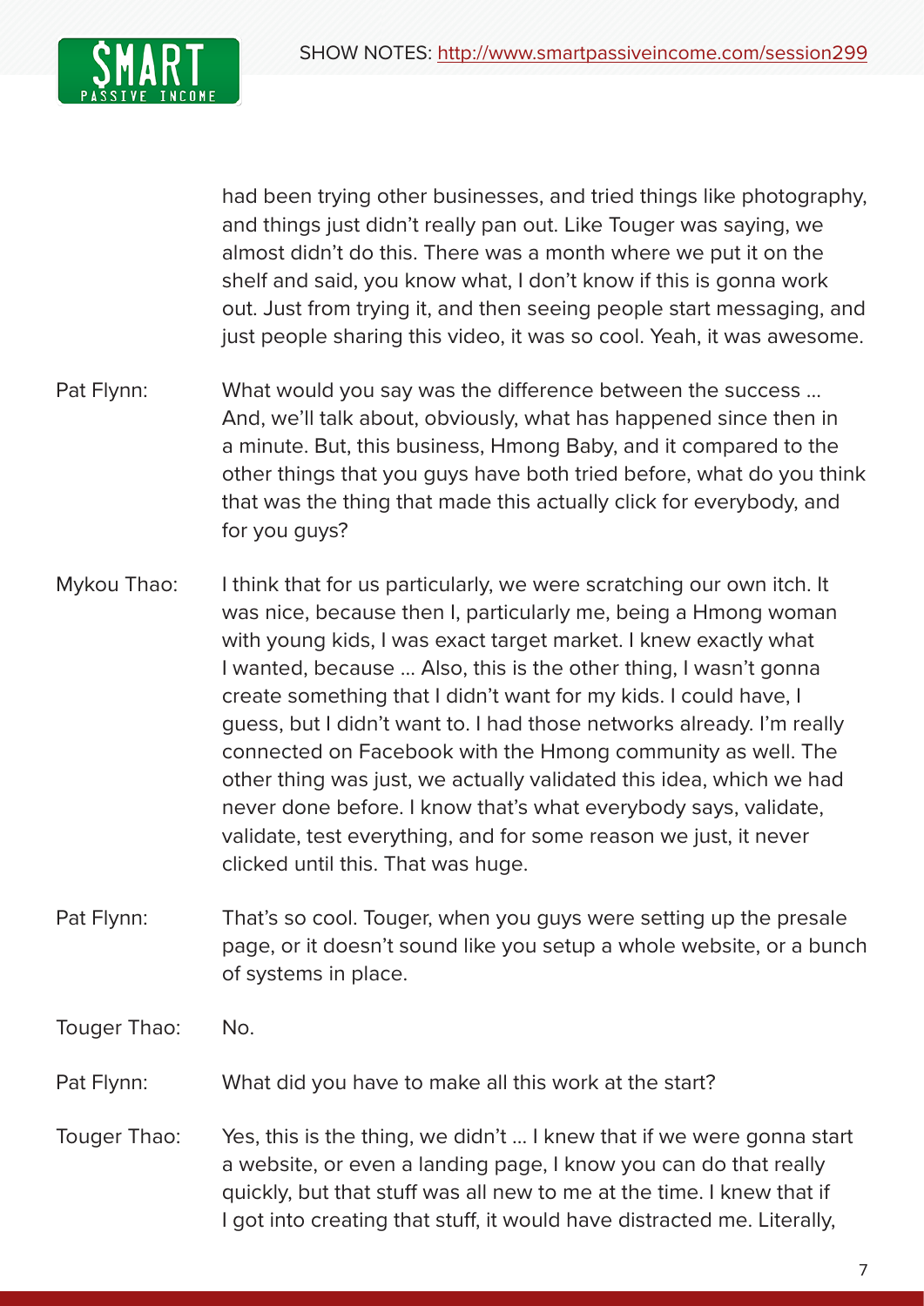had been trying other businesses, and tried things like photography, and things just didn't really pan out. Like Touger was saying, we almost didn't do this. There was a month where we put it on the shelf and said, you know what, I don't know if this is gonna work out. Just from trying it, and then seeing people start messaging, and just people sharing this video, it was so cool. Yeah, it was awesome.

**Pat Flynn:** What would you say was the difference between the success … And, we'll talk about, obviously, what has happened since then in a minute. But, this business, Hmong Baby, and it compared to the other things that you guys have both tried before, what do you think that was the thing that made this actually click for everybody, and for you guys?

**Mykou Thao:** I think that for us particularly, we were scratching our own itch. It was nice, because then I, particularly me, being a Hmong woman with young kids, I was exact target market. I knew exactly what I wanted, because … Also, this is the other thing, I wasn't gonna create something that I didn't want for my kids. I could have, I guess, but I didn't want to. I had those networks already. I'm really connected on Facebook with the Hmong community as well. The other thing was just, we actually validated this idea, which we had never done before. I know that's what everybody says, validate, validate, test everything, and for some reason we just, it never clicked until this. That was huge.

**Pat Flynn:** That's so cool. Touger, when you guys were setting up the presale page, or it doesn't sound like you setup a whole website, or a bunch of systems in place.

**Touger Thao:** No.

**Pat Flynn:** What did you have to make all this work at the start?

**Touger Thao:** Yes, this is the thing, we didn't … I knew that if we were gonna start a website, or even a landing page, I know you can do that really quickly, but that stuff was all new to me at the time. I knew that if I got into creating that stuff, it would have distracted me. Literally,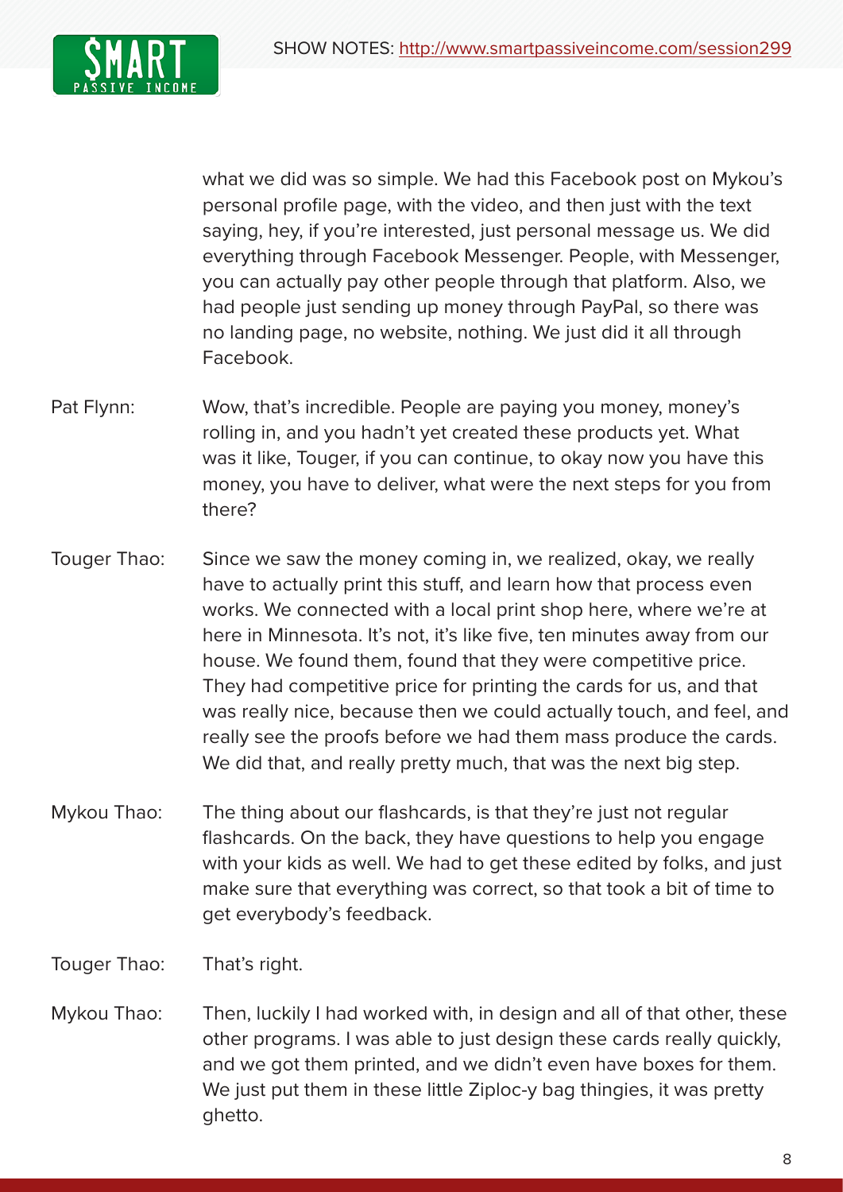what we did was so simple. We had this Facebook post on Mykou's personal profile page, with the video, and then just with the text saying, hey, if you're interested, just personal message us. We did everything through Facebook Messenger. People, with Messenger, you can actually pay other people through that platform. Also, we had people just sending up money through PayPal, so there was no landing page, no website, nothing. We just did it all through Facebook.

Pat Flynn: Wow, that's incredible. People are paying you money, money's rolling in, and you hadn't yet created these products yet. What was it like, Touger, if you can continue, to okay now you have this money, you have to deliver, what were the next steps for you from there?

Touger Thao: Since we saw the money coming in, we realized, okay, we really have to actually print this stuff, and learn how that process even works. We connected with a local print shop here, where we're at here in Minnesota. It's not, it's like five, ten minutes away from our house. We found them, found that they were competitive price. They had competitive price for printing the cards for us, and that was really nice, because then we could actually touch, and feel, and really see the proofs before we had them mass produce the cards. We did that, and really pretty much, that was the next big step.

Mykou Thao: The thing about our flashcards, is that they're just not regular flashcards. On the back, they have questions to help you engage with your kids as well. We had to get these edited by folks, and just make sure that everything was correct, so that took a bit of time to get everybody's feedback.

Touger Thao: That's right.

Mykou Thao: Then, luckily I had worked with, in design and all of that other, these other programs. I was able to just design these cards really quickly, and we got them printed, and we didn't even have boxes for them. We just put them in these little Ziploc-y bag thingies, it was pretty ghetto.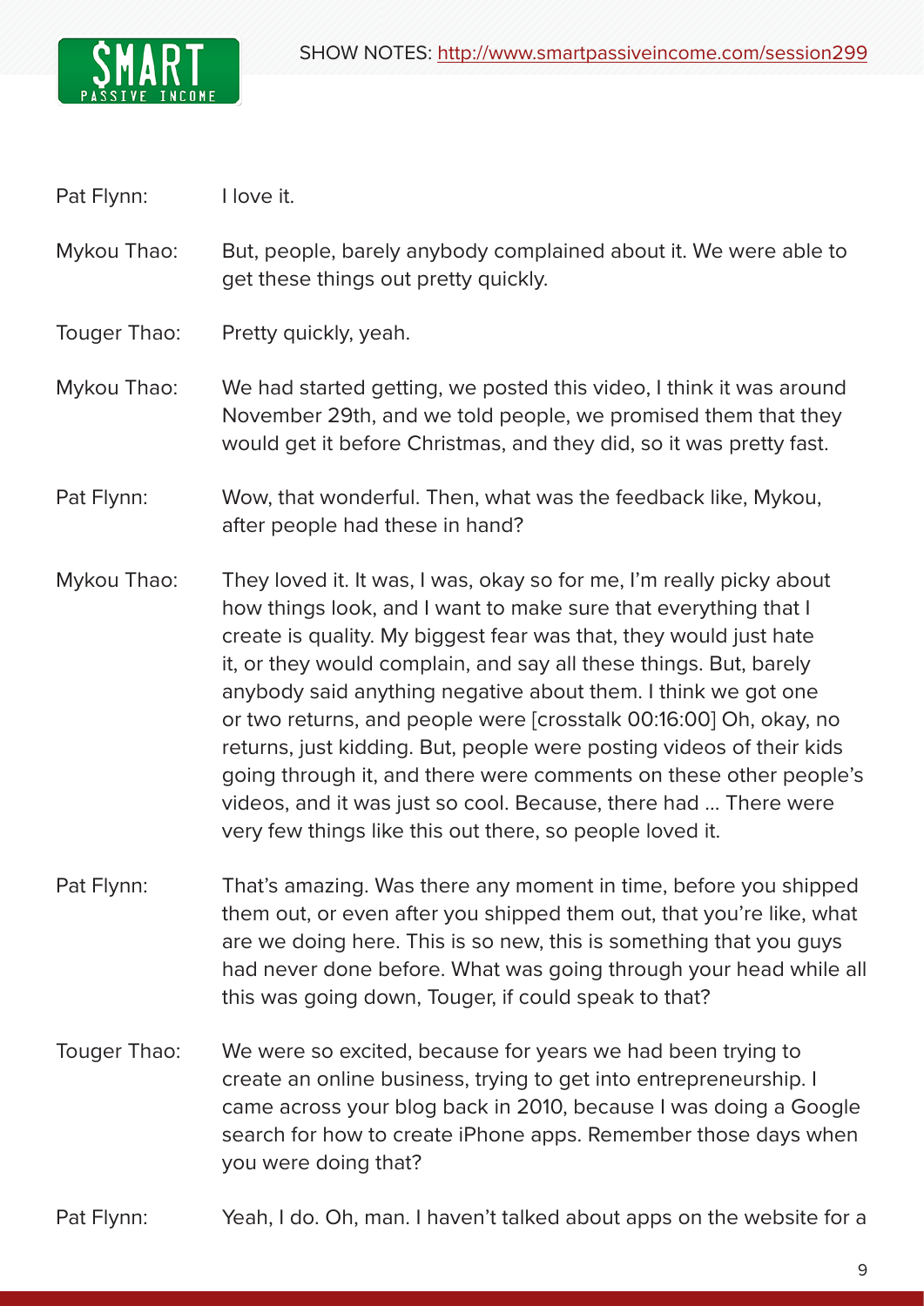Pat Flynn: I love it.

Mykou Thao: But, people, barely anybody complained about it. We were able to get these things out pretty quickly.

Touger Thao: Pretty quickly, yeah.

Mykou Thao: We had started getting, we posted this video, I think it was around November 29th, and we told people, we promised them that they would get it before Christmas, and they did, so it was pretty fast.

Pat Flynn: Wow, that wonderful. Then, what was the feedback like, Mykou, after people had these in hand?

Mykou Thao: They loved it. It was, I was, okay so for me, I'm really picky about how things look, and I want to make sure that everything that I create is quality. My biggest fear was that, they would just hate it, or they would complain, and say all these things. But, barely anybody said anything negative about them. I think we got one or two returns, and people were [crosstalk 00:16:00] Oh, okay, no returns, just kidding. But, people were posting videos of their kids going through it, and there were comments on these other people's videos, and it was just so cool. Because, there had ... There were very few things like this out there, so people loved it.

Pat Flynn: That's amazing. Was there any moment in time, before you shipped them out, or even after you shipped them out, that you're like, what are we doing here. This is so new, this is something that you guys had never done before. What was going through your head while all this was going down, Touger, if could speak to that?

Touger Thao: We were so excited, because for years we had been trying to create an online business, trying to get into entrepreneurship. I came across your blog back in 2010, because I was doing a Google search for how to create iPhone apps. Remember those days when you were doing that?

Pat Flynn: Yeah, I do. Oh, man. I haven't talked about apps on the website for a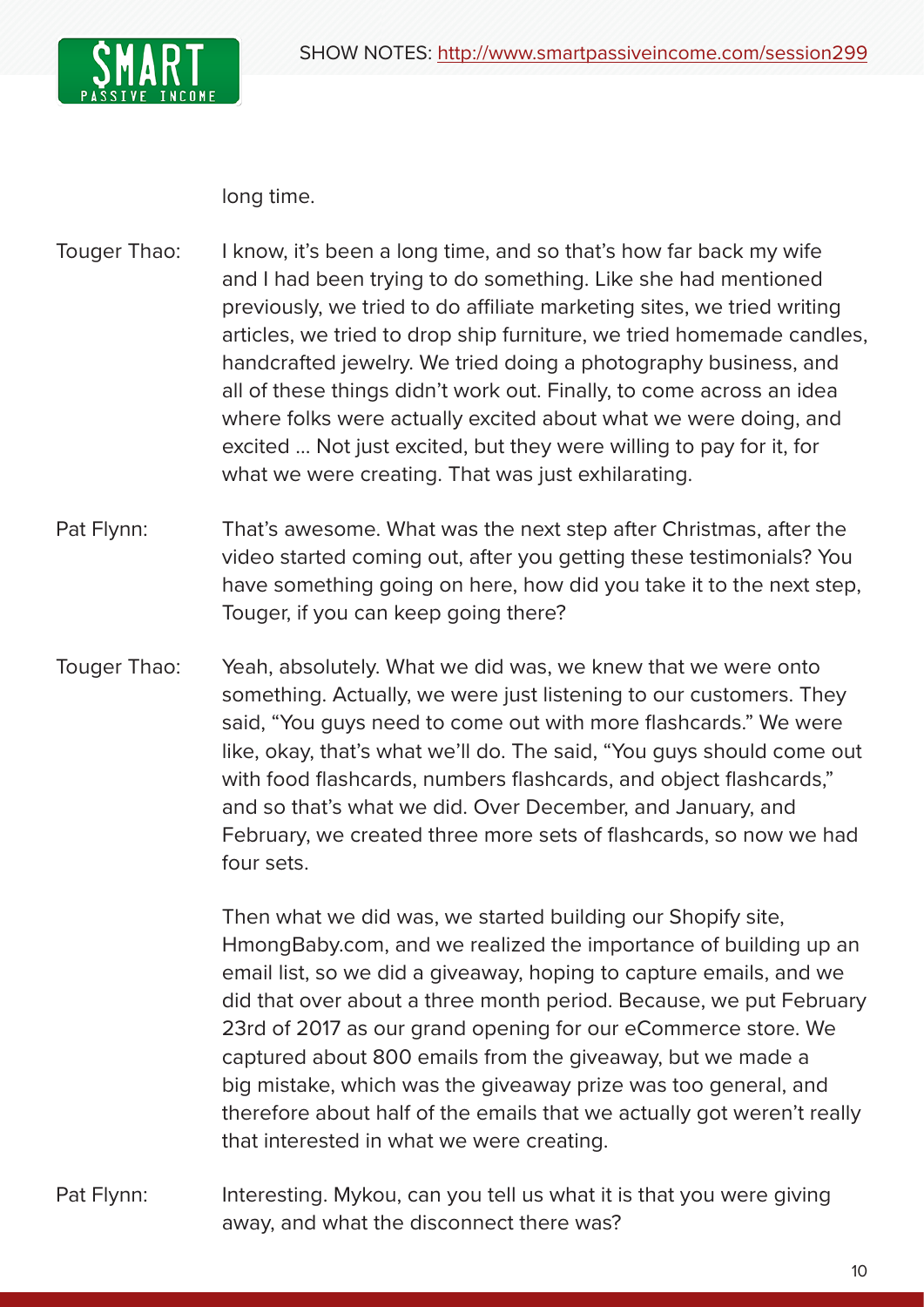long time.

Touger Thao: I know, it's been a long time, and so that's how far back my wife and I had been trying to do something. Like she had mentioned previously, we tried to do affiliate marketing sites, we tried writing articles, we tried to drop ship furniture, we tried homemade candles, handcrafted jewelry. We tried doing a photography business, and all of these things didn't work out. Finally, to come across an idea where folks were actually excited about what we were doing, and excited … Not just excited, but they were willing to pay for it, for what we were creating. That was just exhilarating.

Pat Flynn: That's awesome. What was the next step after Christmas, after the video started coming out, after you getting these testimonials? You have something going on here, how did you take it to the next step, Touger, if you can keep going there?

Touger Thao: Yeah, absolutely. What we did was, we knew that we were onto something. Actually, we were just listening to our customers. They said, "You guys need to come out with more flashcards." We were like, okay, that's what we'll do. The said, "You guys should come out with food flashcards, numbers flashcards, and object flashcards," and so that's what we did. Over December, and January, and February, we created three more sets of flashcards, so now we had four sets.

Then what we did was, we started building our Shopify site, HmongBaby.com, and we realized the importance of building up an email list, so we did a giveaway, hoping to capture emails, and we did that over about a three month period. Because, we put February 23rd of 2017 as our grand opening for our eCommerce store. We captured about 800 emails from the giveaway, but we made a big mistake, which was the giveaway prize was too general, and therefore about half of the emails that we actually got weren't really that interested in what we were creating.

Pat Flynn: Interesting. Mykou, can you tell us what it is that you were giving away, and what the disconnect there was?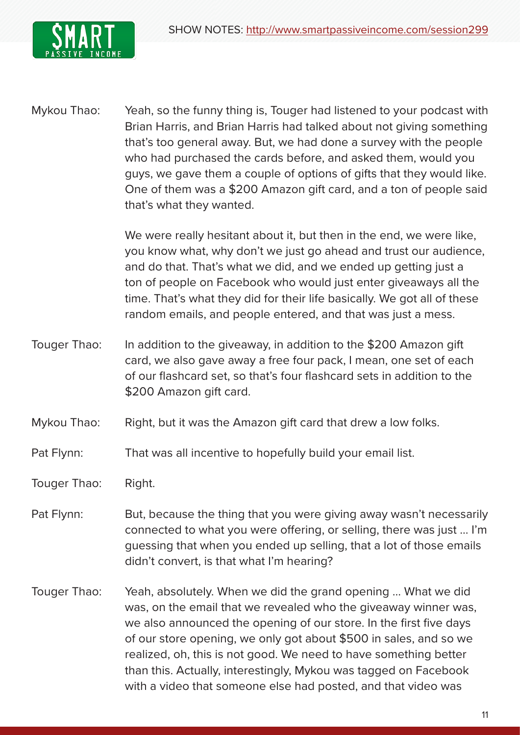Mykou Thao: Yeah, so the funny thing is, Touger had listened to your podcast with Brian Harris, and Brian Harris had talked about not giving something that's too general away. But, we had done a survey with the people who had purchased the cards before, and asked them, would you guys, we gave them a couple of options of gifts that they would like. One of them was a $200 Amazon gift card, and a ton of people said that's what they wanted.

We were really hesitant about it, but then in the end, we were like, you know what, why don't we just go ahead and trust our audience, and do that. That's what we did, and we ended up getting just a ton of people on Facebook who would just enter giveaways all the time. That's what they did for their life basically. We got all of these random emails, and people entered, and that was just a mess.

Touger Thao: In addition to the giveaway, in addition to the $200 Amazon gift card, we also gave away a free four pack, I mean, one set of each of our flashcard set, so that's four flashcard sets in addition to the $200 Amazon gift card.

Mykou Thao: Right, but it was the Amazon gift card that drew a low folks.

Pat Flynn: That was all incentive to hopefully build your email list.

Touger Thao: Right.

Pat Flynn: But, because the thing that you were giving away wasn't necessarily connected to what you were offering, or selling, there was just ... I'm guessing that when you ended up selling, that a lot of those emails didn't convert, is that what I'm hearing?

Touger Thao: Yeah, absolutely. When we did the grand opening ... What we did was, on the email that we revealed who the giveaway winner was, we also announced the opening of our store. In the first five days of our store opening, we only got about $500 in sales, and so we realized, oh, this is not good. We need to have something better than this. Actually, interestingly, Mykou was tagged on Facebook with a video that someone else had posted, and that video was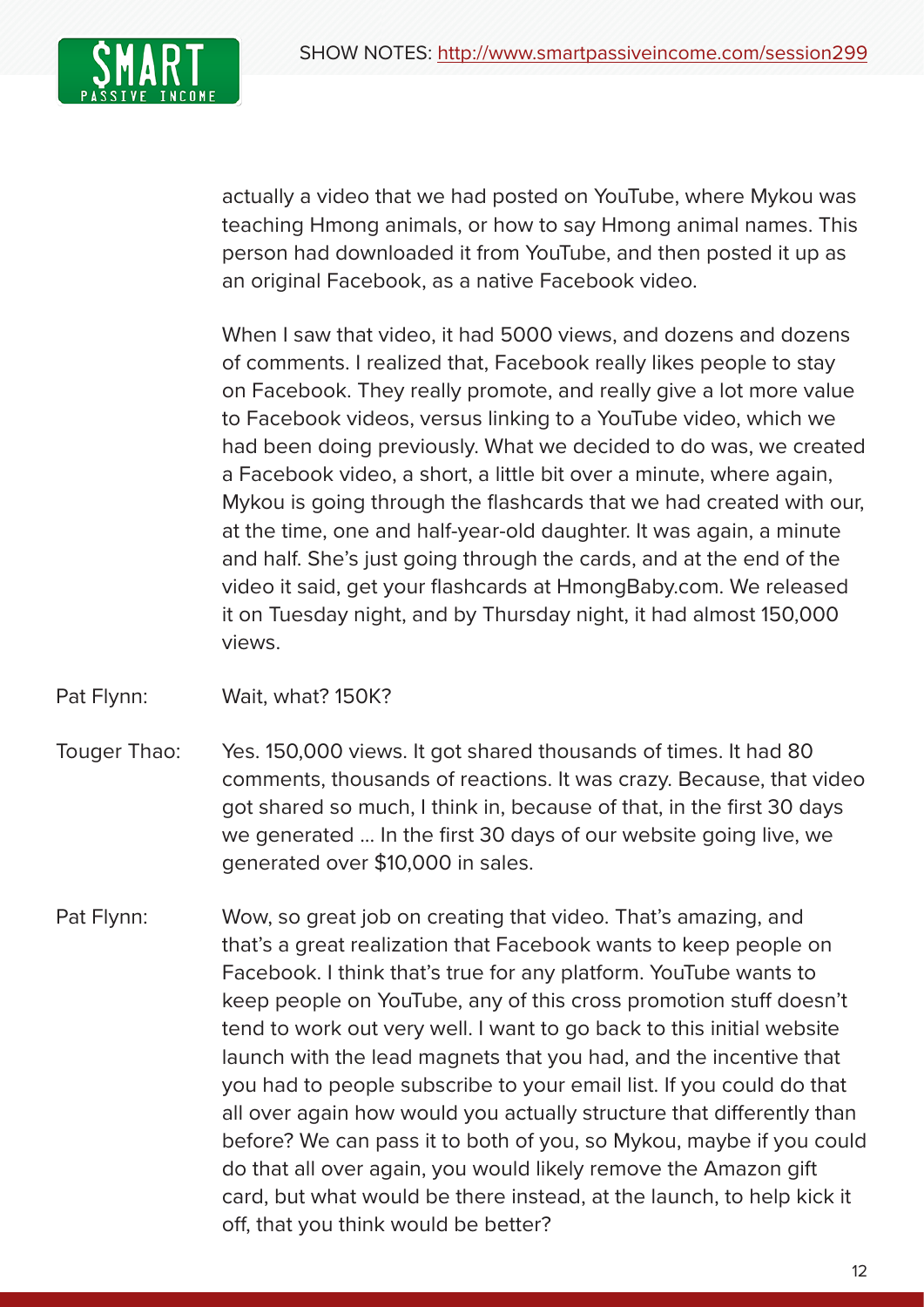actually a video that we had posted on YouTube, where Mykou was teaching Hmong animals, or how to say Hmong animal names. This person had downloaded it from YouTube, and then posted it up as an original Facebook, as a native Facebook video.

When I saw that video, it had 5000 views, and dozens and dozens of comments. I realized that, Facebook really likes people to stay on Facebook. They really promote, and really give a lot more value to Facebook videos, versus linking to a YouTube video, which we had been doing previously. What we decided to do was, we created a Facebook video, a short, a little bit over a minute, where again, Mykou is going through the flashcards that we had created with our, at the time, one and half-year-old daughter. It was again, a minute and half. She's just going through the cards, and at the end of the video it said, get your flashcards at HmongBaby.com. We released it on Tuesday night, and by Thursday night, it had almost 150,000 views.

Pat Flynn: Wait, what? 150K?

Touger Thao: Yes. 150,000 views. It got shared thousands of times. It had 80 comments, thousands of reactions. It was crazy. Because, that video got shared so much, I think in, because of that, in the first 30 days we generated ... In the first 30 days of our website going live, we generated over $10,000 in sales.

Pat Flynn: Wow, so great job on creating that video. That's amazing, and that's a great realization that Facebook wants to keep people on Facebook. I think that's true for any platform. YouTube wants to keep people on YouTube, any of this cross promotion stuff doesn't tend to work out very well. I want to go back to this initial website launch with the lead magnets that you had, and the incentive that you had to people subscribe to your email list. If you could do that all over again how would you actually structure that differently than before? We can pass it to both of you, so Mykou, maybe if you could do that all over again, you would likely remove the Amazon gift card, but what would be there instead, at the launch, to help kick it off, that you think would be better?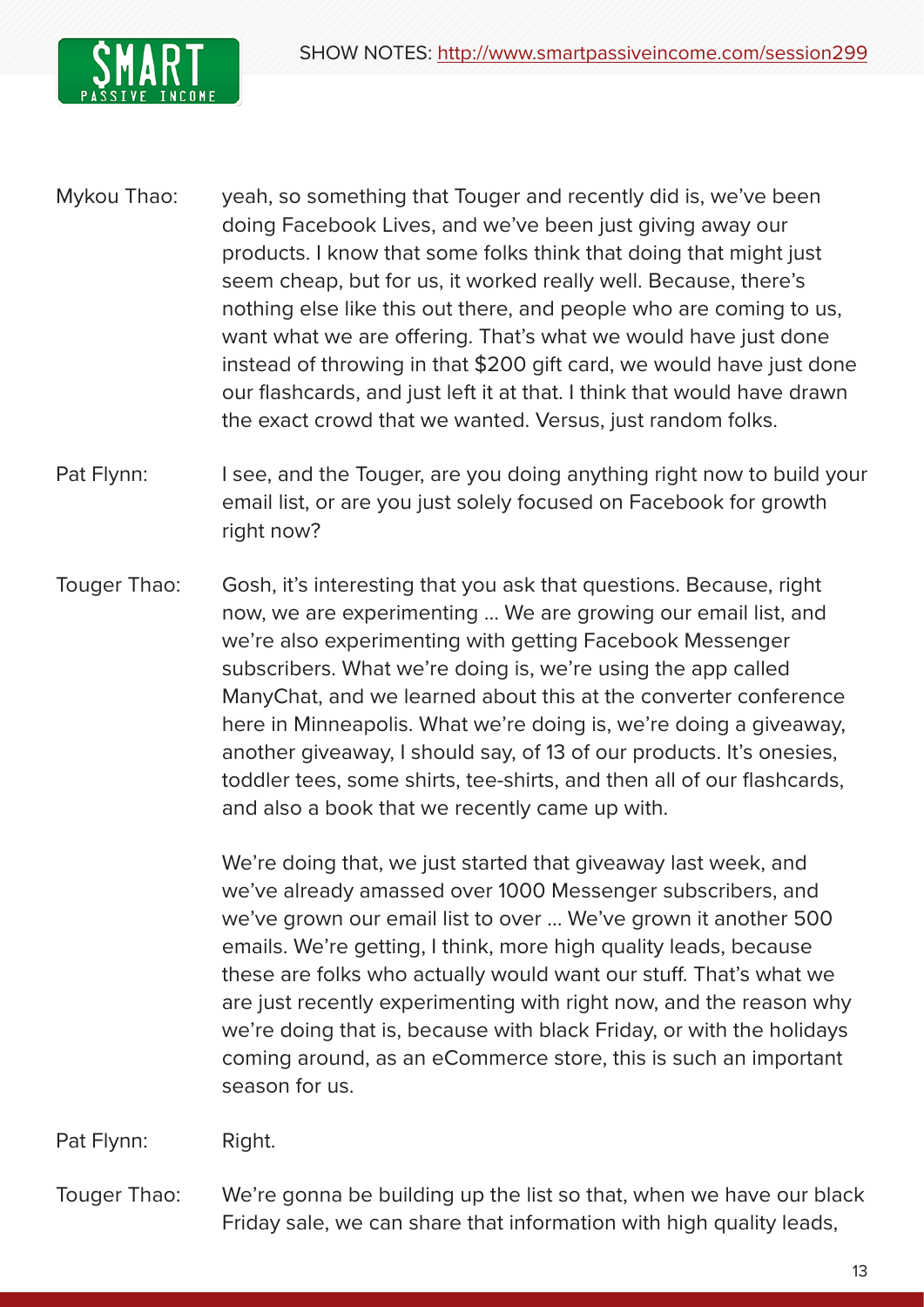Mykou Thao: yeah, so something that Touger and recently did is, we've been doing Facebook Lives, and we've been just giving away our products. I know that some folks think that doing that might just seem cheap, but for us, it worked really well. Because, there's nothing else like this out there, and people who are coming to us, want what we are offering. That's what we would have just done instead of throwing in that $200 gift card, we would have just done our flashcards, and just left it at that. I think that would have drawn the exact crowd that we wanted. Versus, just random folks.

Pat Flynn: I see, and the Touger, are you doing anything right now to build your email list, or are you just solely focused on Facebook for growth right now?

Touger Thao: Gosh, it's interesting that you ask that questions. Because, right now, we are experimenting ... We are growing our email list, and we're also experimenting with getting Facebook Messenger subscribers. What we're doing is, we're using the app called ManyChat, and we learned about this at the converter conference here in Minneapolis. What we're doing is, we're doing a giveaway, another giveaway, I should say, of 13 of our products. It's onesies, toddler tees, some shirts, tee-shirts, and then all of our flashcards, and also a book that we recently came up with.

We're doing that, we just started that giveaway last week, and we've already amassed over 1000 Messenger subscribers, and we've grown our email list to over ... We've grown it another 500 emails. We're getting, I think, more high quality leads, because these are folks who actually would want our stuff. That's what we are just recently experimenting with right now, and the reason why we're doing that is, because with black Friday, or with the holidays coming around, as an eCommerce store, this is such an important season for us.

Pat Flynn: Right.

Touger Thao: We're gonna be building up the list so that, when we have our black Friday sale, we can share that information with high quality leads,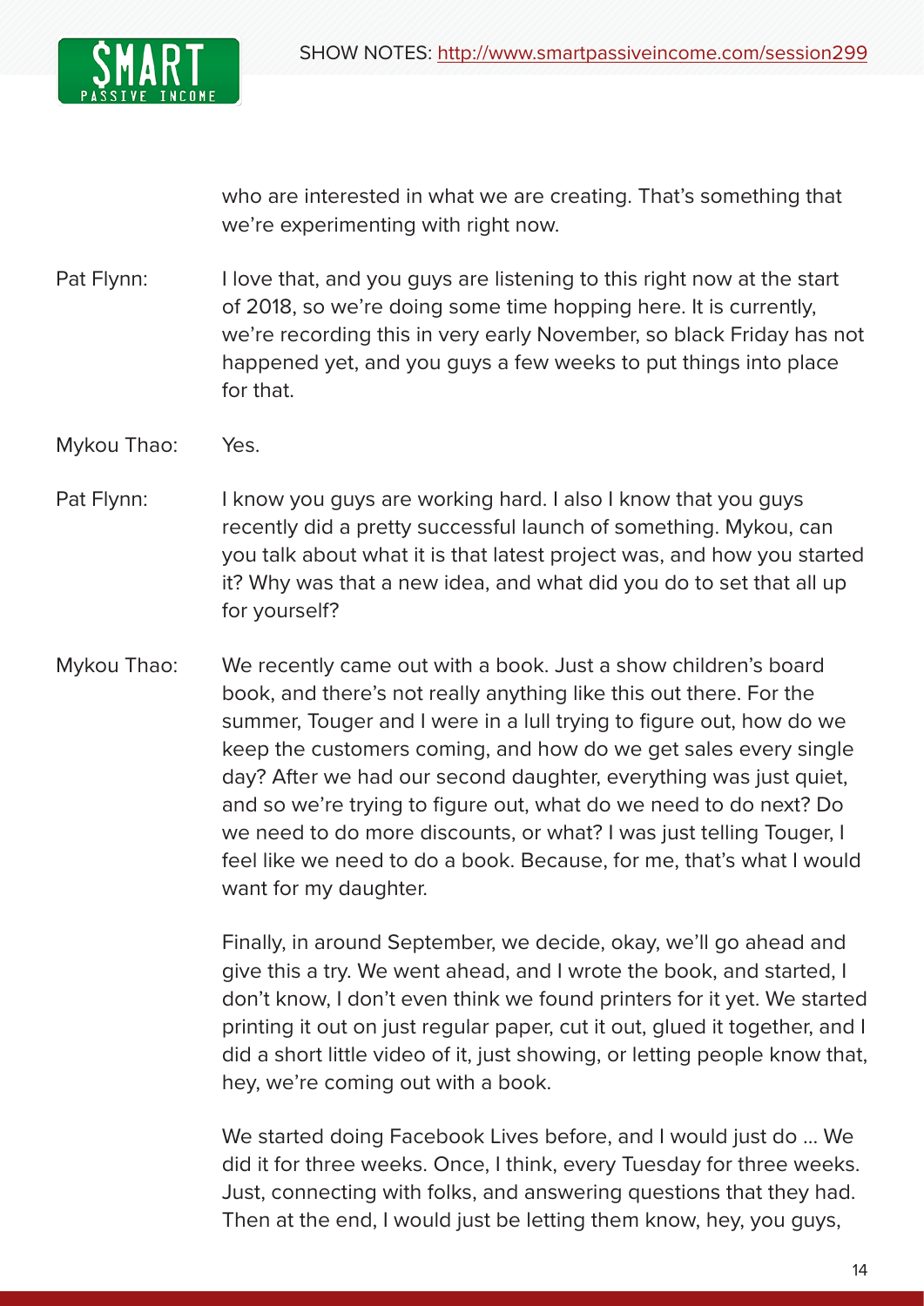who are interested in what we are creating. That's something that we're experimenting with right now.

Pat Flynn: I love that, and you guys are listening to this right now at the start of 2018, so we're doing some time hopping here. It is currently, we're recording this in very early November, so black Friday has not happened yet, and you guys a few weeks to put things into place for that.

Mykou Thao: Yes.

Pat Flynn: I know you guys are working hard. I also I know that you guys recently did a pretty successful launch of something. Mykou, can you talk about what it is that latest project was, and how you started it? Why was that a new idea, and what did you do to set that all up for yourself?

Mykou Thao: We recently came out with a book. Just a show children's board book, and there's not really anything like this out there. For the summer, Touger and I were in a lull trying to figure out, how do we keep the customers coming, and how do we get sales every single day? After we had our second daughter, everything was just quiet, and so we're trying to figure out, what do we need to do next? Do we need to do more discounts, or what? I was just telling Touger, I feel like we need to do a book. Because, for me, that's what I would want for my daughter.

Finally, in around September, we decide, okay, we'll go ahead and give this a try. We went ahead, and I wrote the book, and started, I don't know, I don't even think we found printers for it yet. We started printing it out on just regular paper, cut it out, glued it together, and I did a short little video of it, just showing, or letting people know that, hey, we're coming out with a book.

We started doing Facebook Lives before, and I would just do ... We did it for three weeks. Once, I think, every Tuesday for three weeks. Just, connecting with folks, and answering questions that they had. Then at the end, I would just be letting them know, hey, you guys,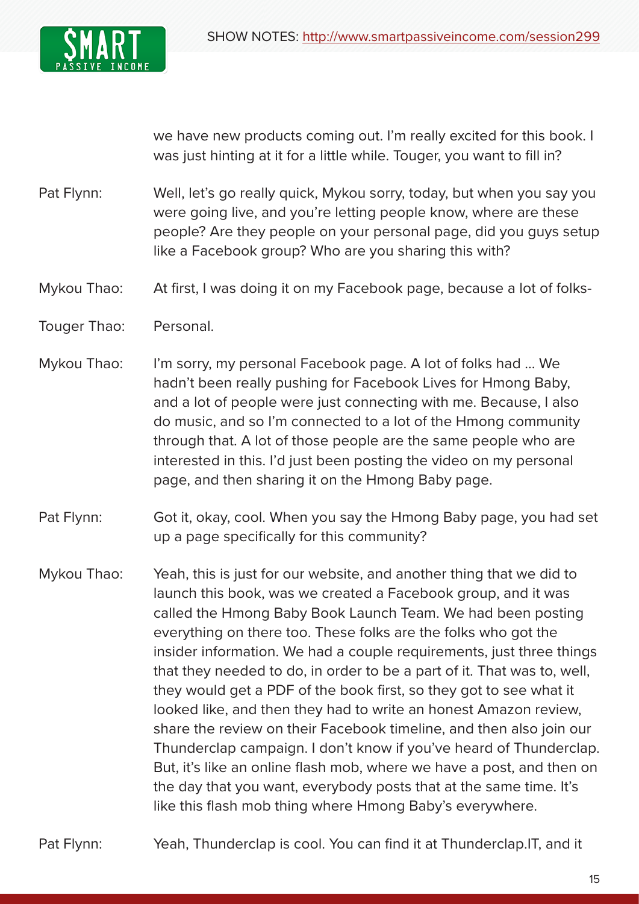we have new products coming out. I'm really excited for this book. I was just hinting at it for a little while. Touger, you want to fill in?

Pat Flynn: Well, let's go really quick, Mykou sorry, today, but when you say you were going live, and you're letting people know, where are these people? Are they people on your personal page, did you guys setup like a Facebook group? Who are you sharing this with?

Mykou Thao: At first, I was doing it on my Facebook page, because a lot of folks-

Touger Thao: Personal.

Mykou Thao: I'm sorry, my personal Facebook page. A lot of folks had ... We hadn't been really pushing for Facebook Lives for Hmong Baby, and a lot of people were just connecting with me. Because, I also do music, and so I'm connected to a lot of the Hmong community through that. A lot of those people are the same people who are interested in this. I'd just been posting the video on my personal page, and then sharing it on the Hmong Baby page.

Pat Flynn: Got it, okay, cool. When you say the Hmong Baby page, you had set up a page specifically for this community?

Mykou Thao: Yeah, this is just for our website, and another thing that we did to launch this book, was we created a Facebook group, and it was called the Hmong Baby Book Launch Team. We had been posting everything on there too. These folks are the folks who got the insider information. We had a couple requirements, just three things that they needed to do, in order to be a part of it. That was to, well, they would get a PDF of the book first, so they got to see what it looked like, and then they had to write an honest Amazon review, share the review on their Facebook timeline, and then also join our Thunderclap campaign. I don't know if you've heard of Thunderclap. But, it's like an online flash mob, where we have a post, and then on the day that you want, everybody posts that at the same time. It's like this flash mob thing where Hmong Baby's everywhere.

Pat Flynn: Yeah, Thunderclap is cool. You can find it at Thunderclap.IT, and it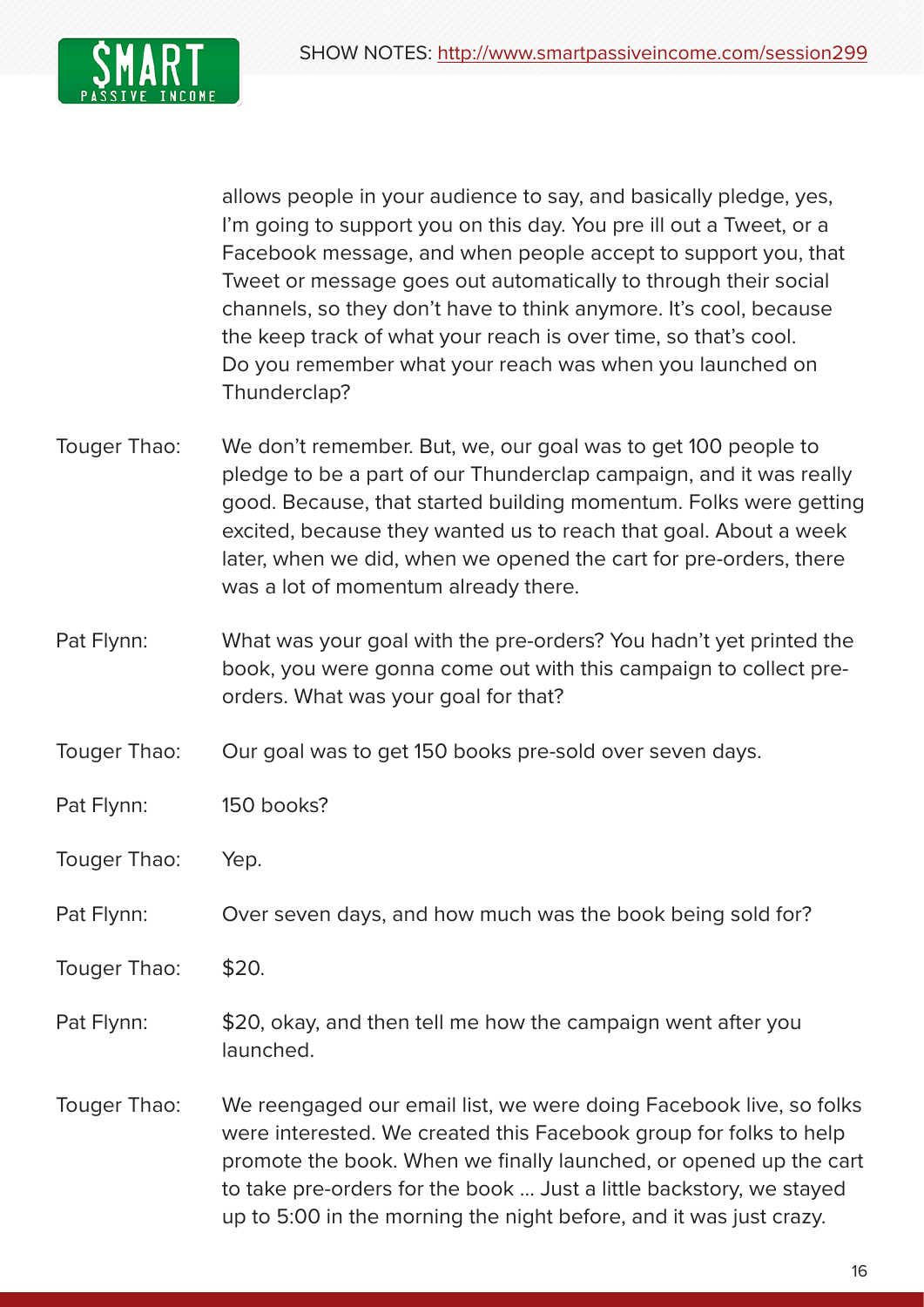allows people in your audience to say, and basically pledge, yes, I'm going to support you on this day. You pre ill out a Tweet, or a Facebook message, and when people accept to support you, that Tweet or message goes out automatically to through their social channels, so they don't have to think anymore. It's cool, because the keep track of what your reach is over time, so that's cool. Do you remember what your reach was when you launched on Thunderclap?

Touger Thao: We don't remember. But, we, our goal was to get 100 people to pledge to be a part of our Thunderclap campaign, and it was really good. Because, that started building momentum. Folks were getting excited, because they wanted us to reach that goal. About a week later, when we did, when we opened the cart for pre-orders, there was a lot of momentum already there.

Pat Flynn: What was your goal with the pre-orders? You hadn't yet printed the book, you were gonna come out with this campaign to collect pre-orders. What was your goal for that?

Touger Thao: Our goal was to get 150 books pre-sold over seven days.

Pat Flynn: 150 books?

Touger Thao: Yep.

Pat Flynn: Over seven days, and how much was the book being sold for?

Touger Thao: $20.

Pat Flynn: $20, okay, and then tell me how the campaign went after you launched.

Touger Thao: We reengaged our email list, we were doing Facebook live, so folks were interested. We created this Facebook group for folks to help promote the book. When we finally launched, or opened up the cart to take pre-orders for the book ... Just a little backstory, we stayed up to 5:00 in the morning the night before, and it was just crazy.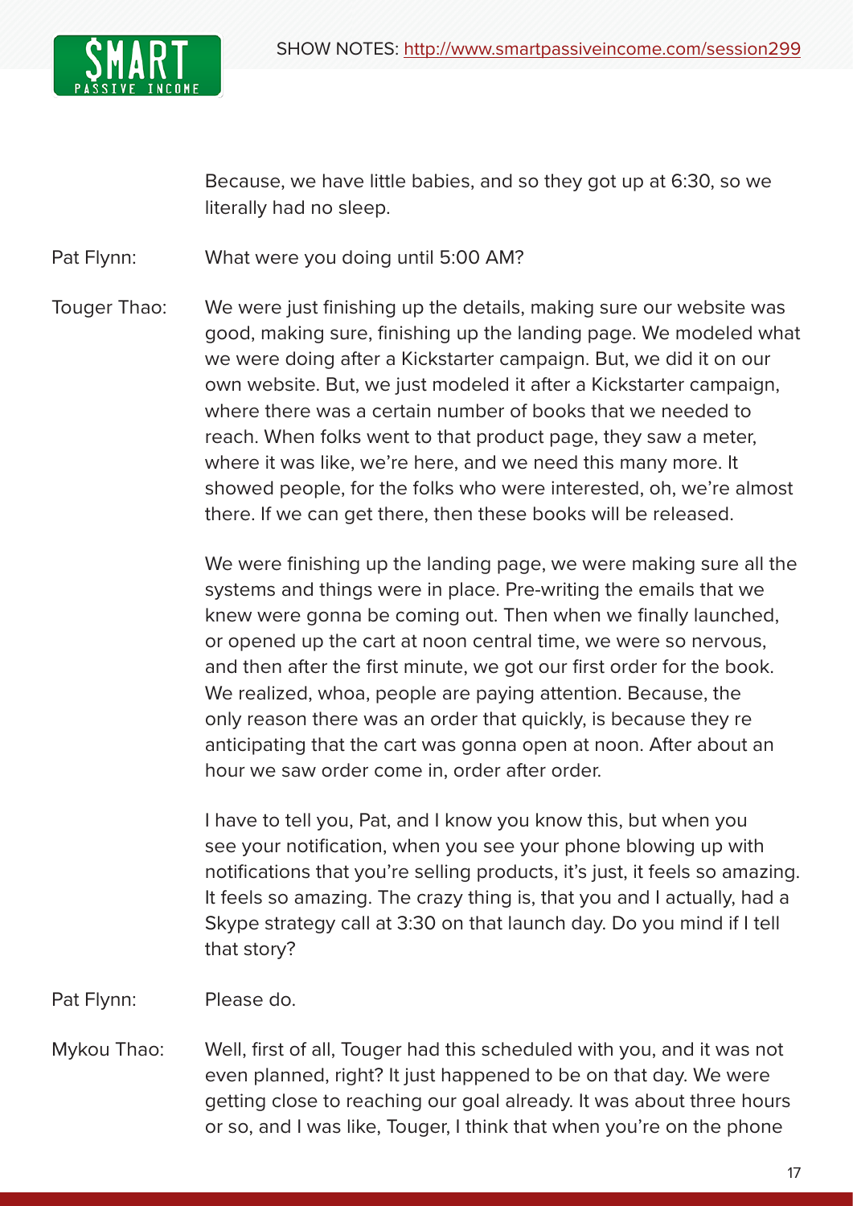Because, we have little babies, and so they got up at 6:30, so we literally had no sleep.

Pat Flynn: What were you doing until 5:00 AM?

Touger Thao: We were just finishing up the details, making sure our website was good, making sure, finishing up the landing page. We modeled what we were doing after a Kickstarter campaign. But, we did it on our own website. But, we just modeled it after a Kickstarter campaign, where there was a certain number of books that we needed to reach. When folks went to that product page, they saw a meter, where it was like, we're here, and we need this many more. It showed people, for the folks who were interested, oh, we're almost there. If we can get there, then these books will be released.

We were finishing up the landing page, we were making sure all the systems and things were in place. Pre-writing the emails that we knew were gonna be coming out. Then when we finally launched, or opened up the cart at noon central time, we were so nervous, and then after the first minute, we got our first order for the book. We realized, whoa, people are paying attention. Because, the only reason there was an order that quickly, is because they re anticipating that the cart was gonna open at noon. After about an hour we saw order come in, order after order.

I have to tell you, Pat, and I know you know this, but when you see your notification, when you see your phone blowing up with notifications that you're selling products, it's just, it feels so amazing. It feels so amazing. The crazy thing is, that you and I actually, had a Skype strategy call at 3:30 on that launch day. Do you mind if I tell that story?

Pat Flynn: Please do.

Mykou Thao: Well, first of all, Touger had this scheduled with you, and it was not even planned, right? It just happened to be on that day. We were getting close to reaching our goal already. It was about three hours or so, and I was like, Touger, I think that when you're on the phone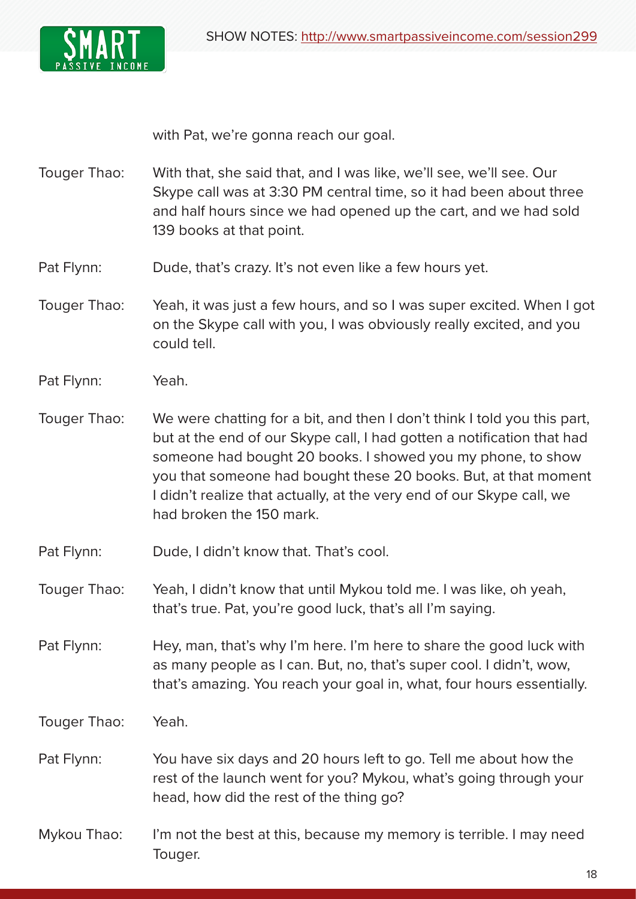with Pat, we're gonna reach our goal.

Touger Thao: With that, she said that, and I was like, we'll see, we'll see. Our Skype call was at 3:30 PM central time, so it had been about three and half hours since we had opened up the cart, and we had sold 139 books at that point.

Pat Flynn: Dude, that's crazy. It's not even like a few hours yet.

Touger Thao: Yeah, it was just a few hours, and so I was super excited. When I got on the Skype call with you, I was obviously really excited, and you could tell.

Pat Flynn: Yeah.

Touger Thao: We were chatting for a bit, and then I don't think I told you this part, but at the end of our Skype call, I had gotten a notification that had someone had bought 20 books. I showed you my phone, to show you that someone had bought these 20 books. But, at that moment I didn't realize that actually, at the very end of our Skype call, we had broken the 150 mark.

Pat Flynn: Dude, I didn't know that. That's cool.

Touger Thao: Yeah, I didn't know that until Mykou told me. I was like, oh yeah, that's true. Pat, you're good luck, that's all I'm saying.

Pat Flynn: Hey, man, that's why I'm here. I'm here to share the good luck with as many people as I can. But, no, that's super cool. I didn't, wow, that's amazing. You reach your goal in, what, four hours essentially.

Touger Thao: Yeah.

Pat Flynn: You have six days and 20 hours left to go. Tell me about how the rest of the launch went for you? Mykou, what's going through your head, how did the rest of the thing go?

Mykou Thao: I'm not the best at this, because my memory is terrible. I may need Touger.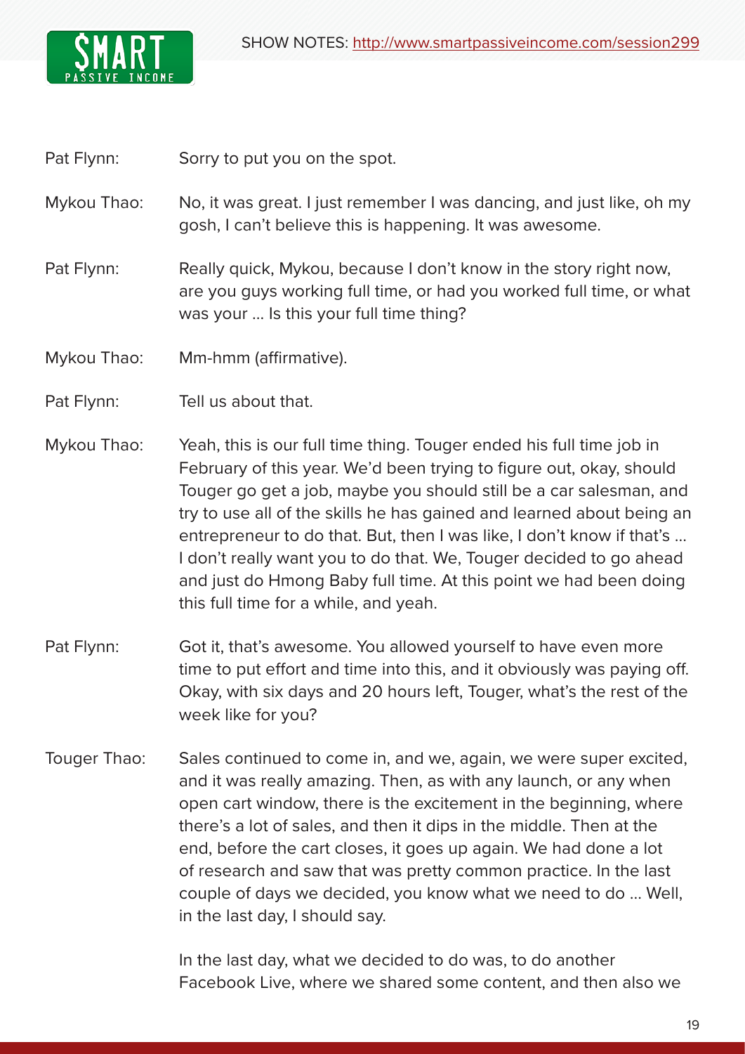Pat Flynn: Sorry to put you on the spot.

Mykou Thao: No, it was great. I just remember I was dancing, and just like, oh my gosh, I can't believe this is happening. It was awesome.

Pat Flynn: Really quick, Mykou, because I don't know in the story right now, are you guys working full time, or had you worked full time, or what was your ... Is this your full time thing?

Mykou Thao: Mm-hmm (affirmative).

Pat Flynn: Tell us about that.

Mykou Thao: Yeah, this is our full time thing. Touger ended his full time job in February of this year. We'd been trying to figure out, okay, should Touger go get a job, maybe you should still be a car salesman, and try to use all of the skills he has gained and learned about being an entrepreneur to do that. But, then I was like, I don't know if that's ... I don't really want you to do that. We, Touger decided to go ahead and just do Hmong Baby full time. At this point we had been doing this full time for a while, and yeah.

Pat Flynn: Got it, that's awesome. You allowed yourself to have even more time to put effort and time into this, and it obviously was paying off. Okay, with six days and 20 hours left, Touger, what's the rest of the week like for you?

Touger Thao: Sales continued to come in, and we, again, we were super excited, and it was really amazing. Then, as with any launch, or any when open cart window, there is the excitement in the beginning, where there's a lot of sales, and then it dips in the middle. Then at the end, before the cart closes, it goes up again. We had done a lot of research and saw that was pretty common practice. In the last couple of days we decided, you know what we need to do ... Well, in the last day, I should say.

In the last day, what we decided to do was, to do another Facebook Live, where we shared some content, and then also we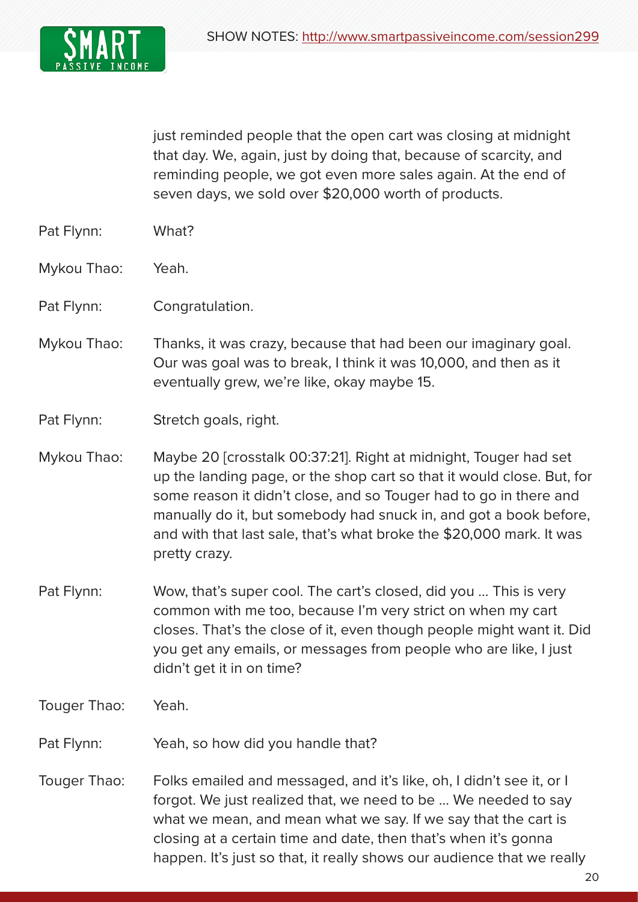just reminded people that the open cart was closing at midnight that day. We, again, just by doing that, because of scarcity, and reminding people, we got even more sales again. At the end of seven days, we sold over $20,000 worth of products.

Pat Flynn: What?

Mykou Thao: Yeah.

Pat Flynn: Congratulation.

Mykou Thao: Thanks, it was crazy, because that had been our imaginary goal. Our was goal was to break, I think it was 10,000, and then as it eventually grew, we're like, okay maybe 15.

Pat Flynn: Stretch goals, right.

Mykou Thao: Maybe 20 [crosstalk 00:37:21]. Right at midnight, Touger had set up the landing page, or the shop cart so that it would close. But, for some reason it didn't close, and so Touger had to go in there and manually do it, but somebody had snuck in, and got a book before, and with that last sale, that's what broke the $20,000 mark. It was pretty crazy.

Pat Flynn: Wow, that's super cool. The cart's closed, did you ... This is very common with me too, because I'm very strict on when my cart closes. That's the close of it, even though people might want it. Did you get any emails, or messages from people who are like, I just didn't get it in on time?

Touger Thao: Yeah.

Pat Flynn: Yeah, so how did you handle that?

Touger Thao: Folks emailed and messaged, and it's like, oh, I didn't see it, or I forgot. We just realized that, we need to be ... We needed to say what we mean, and mean what we say. If we say that the cart is closing at a certain time and date, then that's when it's gonna happen. It's just so that, it really shows our audience that we really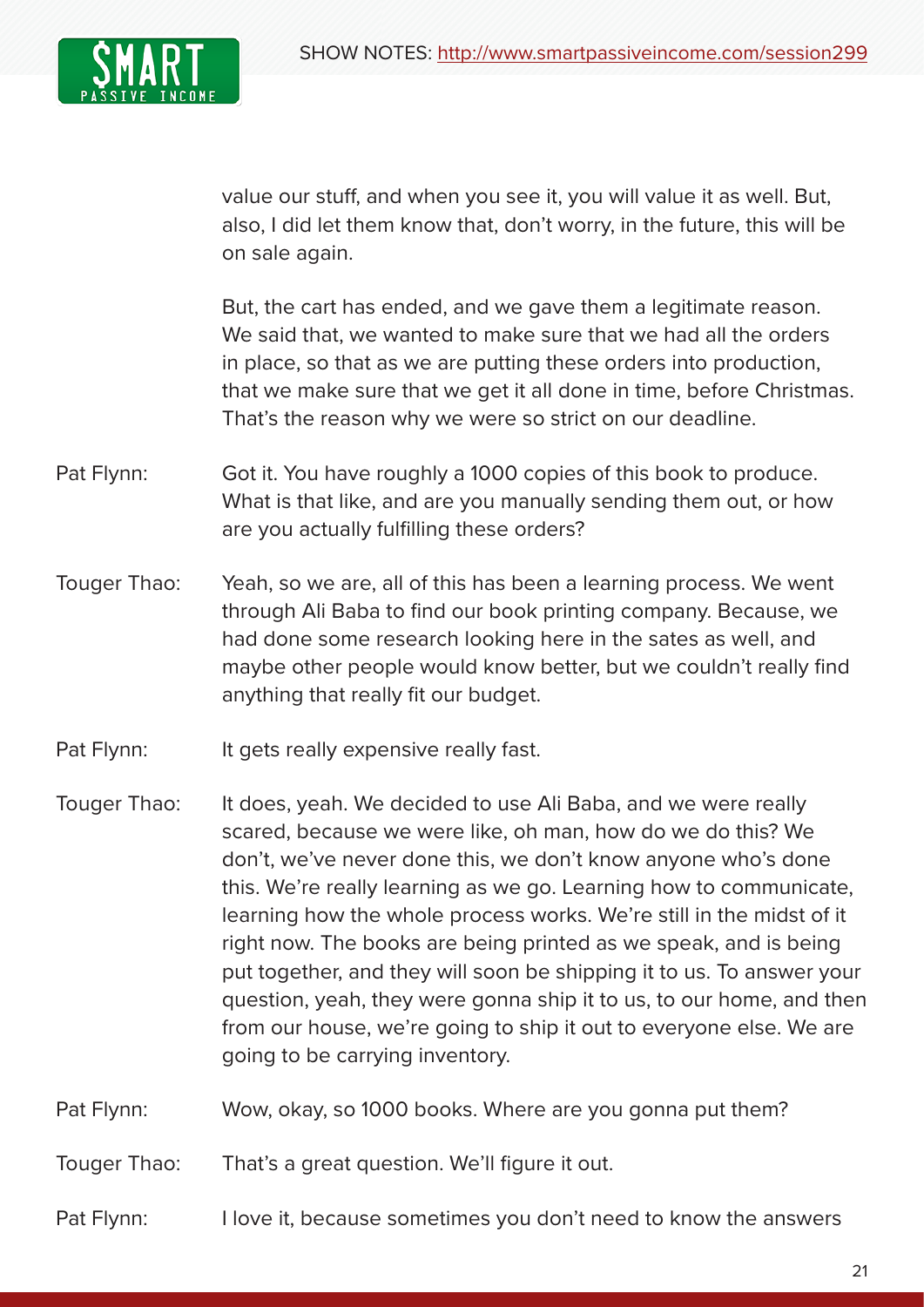value our stuff, and when you see it, you will value it as well. But, also, I did let them know that, don't worry, in the future, this will be on sale again.

But, the cart has ended, and we gave them a legitimate reason. We said that, we wanted to make sure that we had all the orders in place, so that as we are putting these orders into production, that we make sure that we get it all done in time, before Christmas. That's the reason why we were so strict on our deadline.

Pat Flynn: Got it. You have roughly a 1000 copies of this book to produce. What is that like, and are you manually sending them out, or how are you actually fulfilling these orders?

Touger Thao: Yeah, so we are, all of this has been a learning process. We went through Ali Baba to find our book printing company. Because, we had done some research looking here in the sates as well, and maybe other people would know better, but we couldn't really find anything that really fit our budget.

Pat Flynn: It gets really expensive really fast.

Touger Thao: It does, yeah. We decided to use Ali Baba, and we were really scared, because we were like, oh man, how do we do this? We don't, we've never done this, we don't know anyone who's done this. We're really learning as we go. Learning how to communicate, learning how the whole process works. We're still in the midst of it right now. The books are being printed as we speak, and is being put together, and they will soon be shipping it to us. To answer your question, yeah, they were gonna ship it to us, to our home, and then from our house, we're going to ship it out to everyone else. We are going to be carrying inventory.

Pat Flynn: Wow, okay, so 1000 books. Where are you gonna put them?

Touger Thao: That's a great question. We'll figure it out.

Pat Flynn: I love it, because sometimes you don't need to know the answers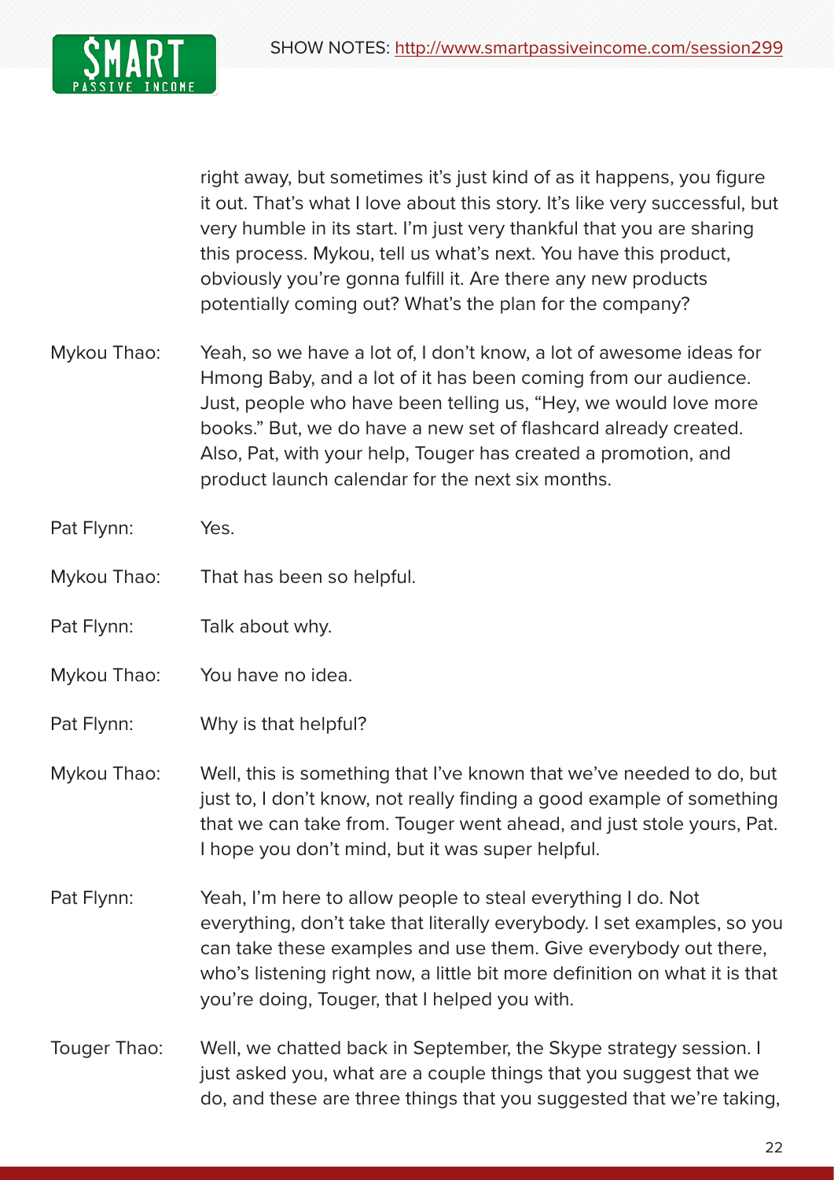right away, but sometimes it's just kind of as it happens, you figure it out. That's what I love about this story. It's like very successful, but very humble in its start. I'm just very thankful that you are sharing this process. Mykou, tell us what's next. You have this product, obviously you're gonna fulfill it. Are there any new products potentially coming out? What's the plan for the company?

Mykou Thao: Yeah, so we have a lot of, I don't know, a lot of awesome ideas for Hmong Baby, and a lot of it has been coming from our audience. Just, people who have been telling us, "Hey, we would love more books." But, we do have a new set of flashcard already created. Also, Pat, with your help, Touger has created a promotion, and product launch calendar for the next six months.

Pat Flynn: Yes.

Mykou Thao: That has been so helpful.

Pat Flynn: Talk about why.

Mykou Thao: You have no idea.

Pat Flynn: Why is that helpful?

Mykou Thao: Well, this is something that I've known that we've needed to do, but just to, I don't know, not really finding a good example of something that we can take from. Touger went ahead, and just stole yours, Pat. I hope you don't mind, but it was super helpful.

Pat Flynn: Yeah, I'm here to allow people to steal everything I do. Not everything, don't take that literally everybody. I set examples, so you can take these examples and use them. Give everybody out there, who's listening right now, a little bit more definition on what it is that you're doing, Touger, that I helped you with.

Touger Thao: Well, we chatted back in September, the Skype strategy session. I just asked you, what are a couple things that you suggest that we do, and these are three things that you suggested that we're taking,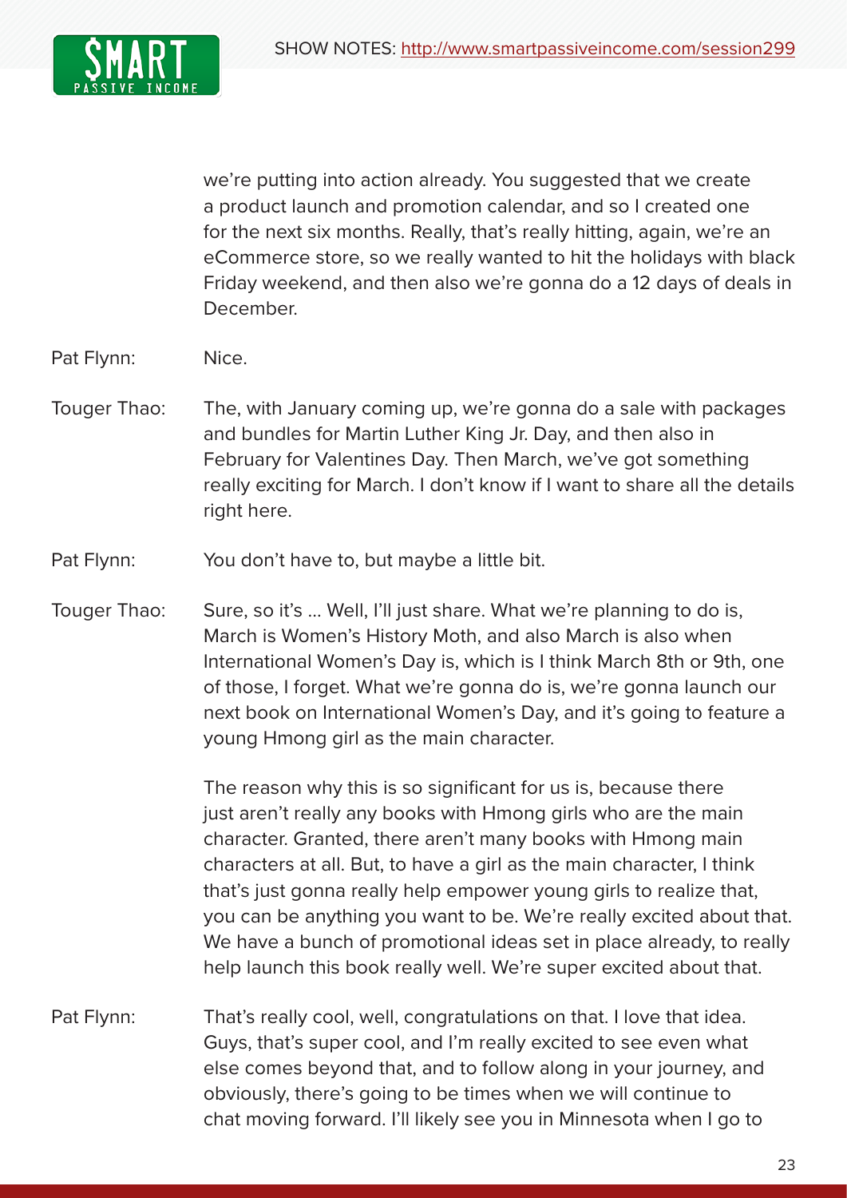we're putting into action already. You suggested that we create a product launch and promotion calendar, and so I created one for the next six months. Really, that's really hitting, again, we're an eCommerce store, so we really wanted to hit the holidays with black Friday weekend, and then also we're gonna do a 12 days of deals in December.

Pat Flynn: Nice.

Touger Thao: The, with January coming up, we're gonna do a sale with packages and bundles for Martin Luther King Jr. Day, and then also in February for Valentines Day. Then March, we've got something really exciting for March. I don't know if I want to share all the details right here.

Pat Flynn: You don't have to, but maybe a little bit.

Touger Thao: Sure, so it's ... Well, I'll just share. What we're planning to do is, March is Women's History Moth, and also March is also when International Women's Day is, which is I think March 8th or 9th, one of those, I forget. What we're gonna do is, we're gonna launch our next book on International Women's Day, and it's going to feature a young Hmong girl as the main character.

The reason why this is so significant for us is, because there just aren't really any books with Hmong girls who are the main character. Granted, there aren't many books with Hmong main characters at all. But, to have a girl as the main character, I think that's just gonna really help empower young girls to realize that, you can be anything you want to be. We're really excited about that. We have a bunch of promotional ideas set in place already, to really help launch this book really well. We're super excited about that.

Pat Flynn: That's really cool, well, congratulations on that. I love that idea. Guys, that's super cool, and I'm really excited to see even what else comes beyond that, and to follow along in your journey, and obviously, there's going to be times when we will continue to chat moving forward. I'll likely see you in Minnesota when I go to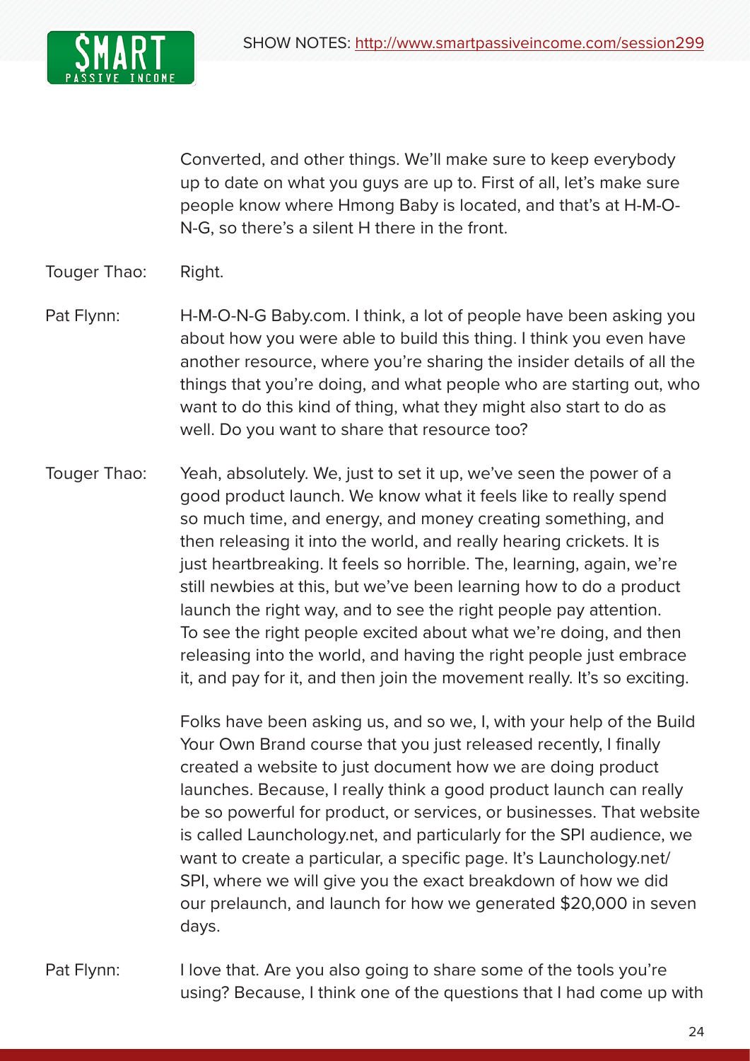Converted, and other things. We'll make sure to keep everybody up to date on what you guys are up to. First of all, let's make sure people know where Hmong Baby is located, and that's at H-M-O-N-G, so there's a silent H there in the front.

Touger Thao: Right.

Pat Flynn: H-M-O-N-G Baby.com. I think, a lot of people have been asking you about how you were able to build this thing. I think you even have another resource, where you're sharing the insider details of all the things that you're doing, and what people who are starting out, who want to do this kind of thing, what they might also start to do as well. Do you want to share that resource too?

Touger Thao: Yeah, absolutely. We, just to set it up, we've seen the power of a good product launch. We know what it feels like to really spend so much time, and energy, and money creating something, and then releasing it into the world, and really hearing crickets. It is just heartbreaking. It feels so horrible. The, learning, again, we're still newbies at this, but we've been learning how to do a product launch the right way, and to see the right people pay attention. To see the right people excited about what we're doing, and then releasing into the world, and having the right people just embrace it, and pay for it, and then join the movement really. It's so exciting.

Folks have been asking us, and so we, I, with your help of the Build Your Own Brand course that you just released recently, I finally created a website to just document how we are doing product launches. Because, I really think a good product launch can really be so powerful for product, or services, or businesses. That website is called Launchology.net, and particularly for the SPI audience, we want to create a particular, a specific page. It's Launchology.net/SPI, where we will give you the exact breakdown of how we did our prelaunch, and launch for how we generated $20,000 in seven days.

Pat Flynn: I love that. Are you also going to share some of the tools you're using? Because, I think one of the questions that I had come up with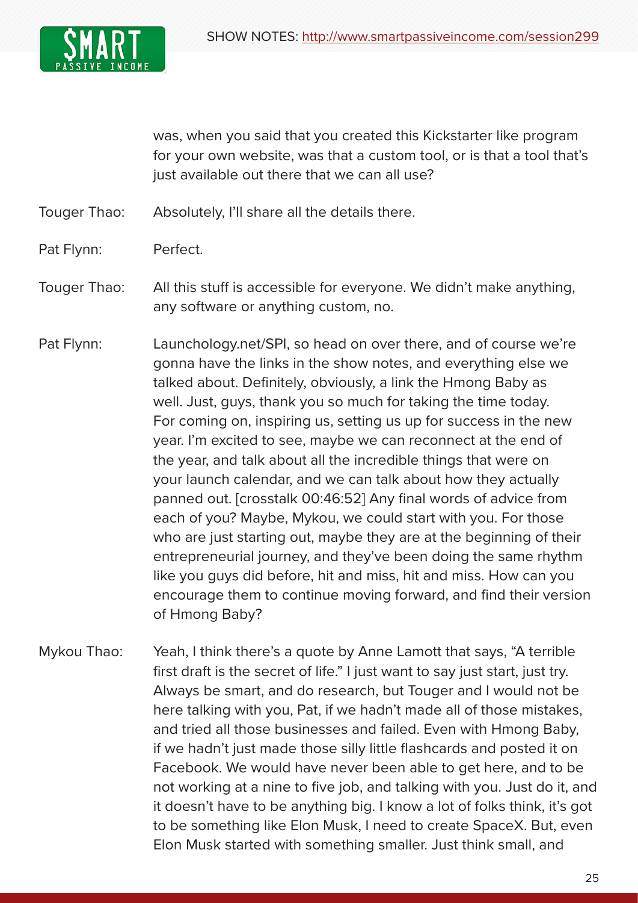was, when you said that you created this Kickstarter like program for your own website, was that a custom tool, or is that a tool that's just available out there that we can all use?

Touger Thao: Absolutely, I'll share all the details there.

Pat Flynn: Perfect.

Touger Thao: All this stuff is accessible for everyone. We didn't make anything, any software or anything custom, no.

Pat Flynn: Launchology.net/SPI, so head on over there, and of course we're gonna have the links in the show notes, and everything else we talked about. Definitely, obviously, a link the Hmong Baby as well. Just, guys, thank you so much for taking the time today. For coming on, inspiring us, setting us up for success in the new year. I'm excited to see, maybe we can reconnect at the end of the year, and talk about all the incredible things that were on your launch calendar, and we can talk about how they actually panned out. [crosstalk 00:46:52] Any final words of advice from each of you? Maybe, Mykou, we could start with you. For those who are just starting out, maybe they are at the beginning of their entrepreneurial journey, and they've been doing the same rhythm like you guys did before, hit and miss, hit and miss. How can you encourage them to continue moving forward, and find their version of Hmong Baby?

Mykou Thao: Yeah, I think there's a quote by Anne Lamott that says, "A terrible first draft is the secret of life." I just want to say just start, just try. Always be smart, and do research, but Touger and I would not be here talking with you, Pat, if we hadn't made all of those mistakes, and tried all those businesses and failed. Even with Hmong Baby, if we hadn't just made those silly little flashcards and posted it on Facebook. We would have never been able to get here, and to be not working at a nine to five job, and talking with you. Just do it, and it doesn't have to be anything big. I know a lot of folks think, it's got to be something like Elon Musk, I need to create SpaceX. But, even Elon Musk started with something smaller. Just think small, and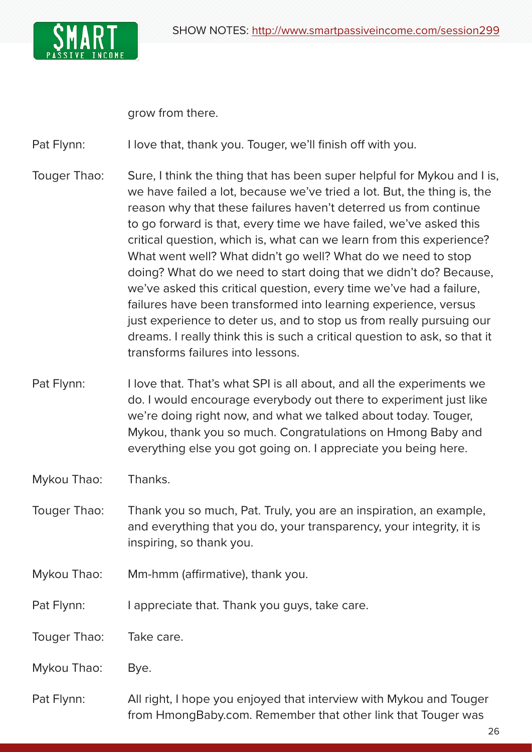grow from there.

Pat Flynn: I love that, thank you. Touger, we'll finish off with you.

Touger Thao: Sure, I think the thing that has been super helpful for Mykou and I is, we have failed a lot, because we've tried a lot. But, the thing is, the reason why that these failures haven't deterred us from continue to go forward is that, every time we have failed, we've asked this critical question, which is, what can we learn from this experience? What went well? What didn't go well? What do we need to stop doing? What do we need to start doing that we didn't do? Because, we've asked this critical question, every time we've had a failure, failures have been transformed into learning experience, versus just experience to deter us, and to stop us from really pursuing our dreams. I really think this is such a critical question to ask, so that it transforms failures into lessons.

Pat Flynn: I love that. That's what SPI is all about, and all the experiments we do. I would encourage everybody out there to experiment just like we're doing right now, and what we talked about today. Touger, Mykou, thank you so much. Congratulations on Hmong Baby and everything else you got going on. I appreciate you being here.

Mykou Thao: Thanks.

Touger Thao: Thank you so much, Pat. Truly, you are an inspiration, an example, and everything that you do, your transparency, your integrity, it is inspiring, so thank you.

Mykou Thao: Mm-hmm (affirmative), thank you.

Pat Flynn: I appreciate that. Thank you guys, take care.

Touger Thao: Take care.

Mykou Thao: Bye.

Pat Flynn: All right, I hope you enjoyed that interview with Mykou and Touger from HmongBaby.com. Remember that other link that Touger was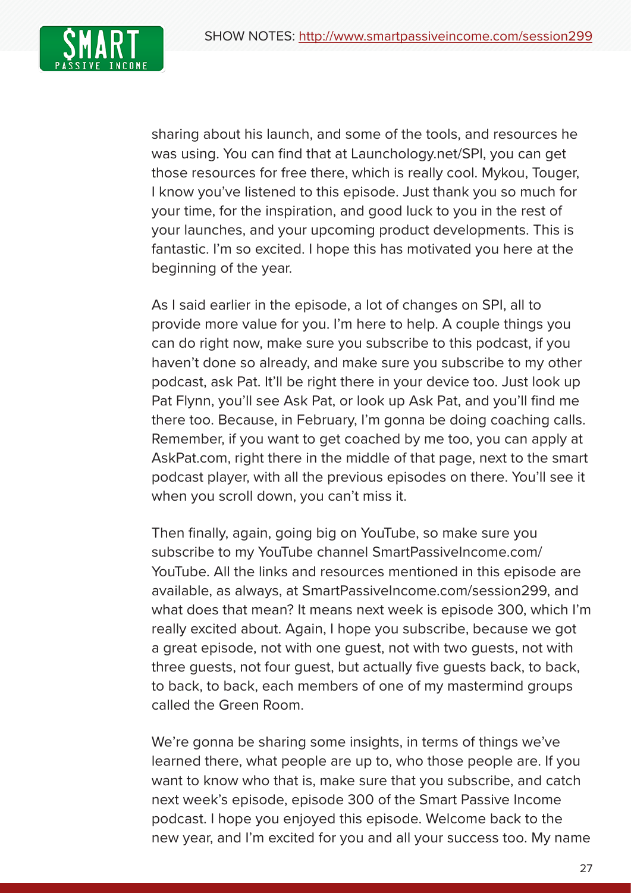sharing about his launch, and some of the tools, and resources he was using. You can find that at Launchology.net/SPI, you can get those resources for free there, which is really cool. Mykou, Touger, I know you've listened to this episode. Just thank you so much for your time, for the inspiration, and good luck to you in the rest of your launches, and your upcoming product developments. This is fantastic. I'm so excited. I hope this has motivated you here at the beginning of the year.

As I said earlier in the episode, a lot of changes on SPI, all to provide more value for you. I'm here to help. A couple things you can do right now, make sure you subscribe to this podcast, if you haven't done so already, and make sure you subscribe to my other podcast, ask Pat. It'll be right there in your device too. Just look up Pat Flynn, you'll see Ask Pat, or look up Ask Pat, and you'll find me there too. Because, in February, I'm gonna be doing coaching calls. Remember, if you want to get coached by me too, you can apply at AskPat.com, right there in the middle of that page, next to the smart podcast player, with all the previous episodes on there. You'll see it when you scroll down, you can't miss it.

Then finally, again, going big on YouTube, so make sure you subscribe to my YouTube channel SmartPassiveIncome.com/YouTube. All the links and resources mentioned in this episode are available, as always, at SmartPassiveIncome.com/session299, and what does that mean? It means next week is episode 300, which I'm really excited about. Again, I hope you subscribe, because we got a great episode, not with one guest, not with two guests, not with three guests, not four guest, but actually five guests back, to back, to back, to back, each members of one of my mastermind groups called the Green Room.

We're gonna be sharing some insights, in terms of things we've learned there, what people are up to, who those people are. If you want to know who that is, make sure that you subscribe, and catch next week's episode, episode 300 of the Smart Passive Income podcast. I hope you enjoyed this episode. Welcome back to the new year, and I'm excited for you and all your success too. My name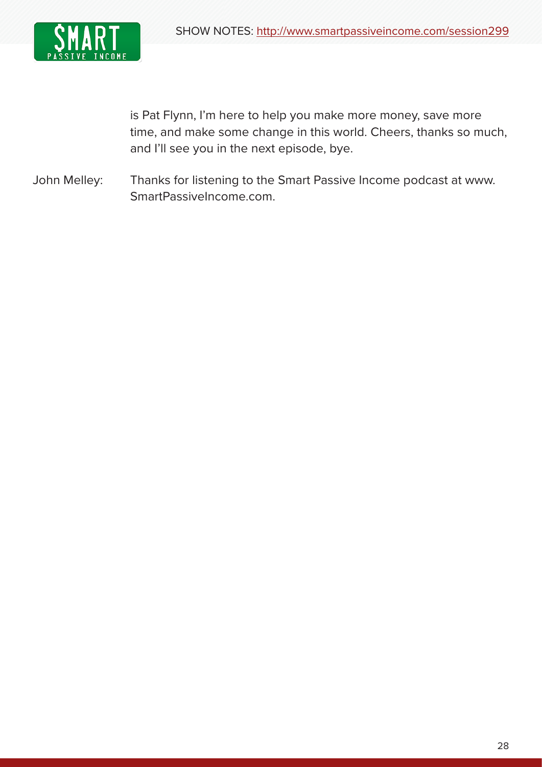is Pat Flynn, I'm here to help you make more money, save more time, and make some change in this world. Cheers, thanks so much, and I'll see you in the next episode, bye.

John Melley: Thanks for listening to the Smart Passive Income podcast at www.SmartPassiveIncome.com.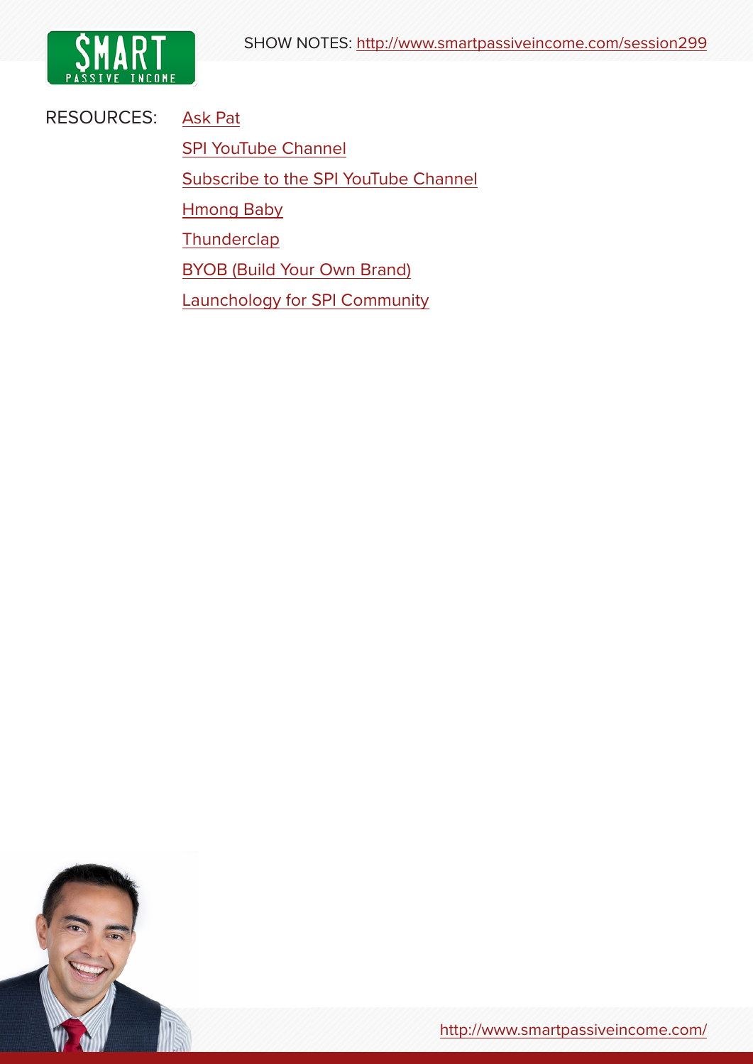RESOURCES:

- Ask Pat
- SPI YouTube Channel
- Subscribe to the SPI YouTube Channel
- Hmong Baby
- Thunderclap
- BYOB (Build Your Own Brand)
- Launchology for SPI Community